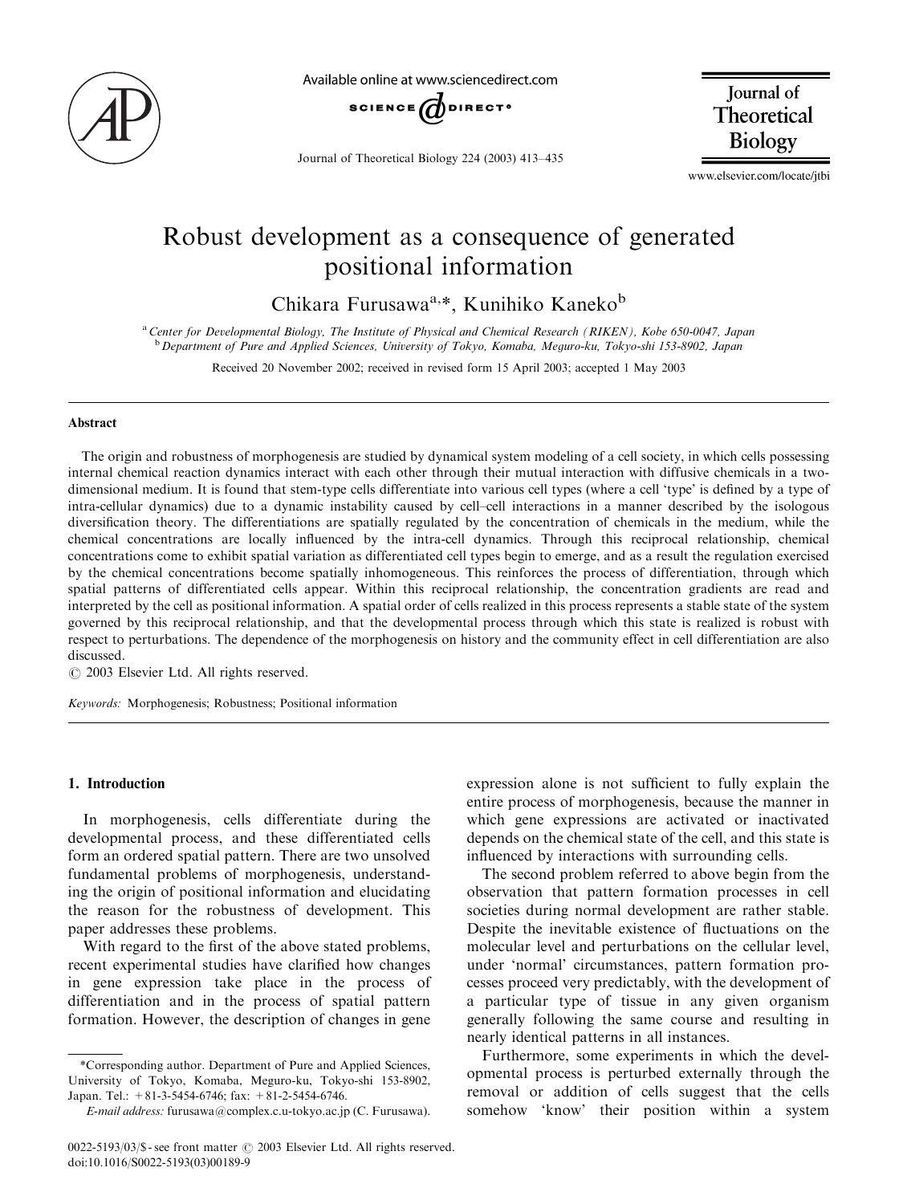# Robust development as a consequence of generated positional information

Chikara Furusawa[a,*], Kunihiko Kaneko[b]

[a] Center for Developmental Biology, The Institute of Physical and Chemical Research (RIKEN), Kobe 650-0047, Japan
[b] Department of Pure and Applied Sciences, University of Tokyo, Komaba, Meguro-ku, Tokyo-shi 153-8902, Japan

Received 20 November 2002; received in revised form 15 April 2003; accepted 1 May 2003

## Abstract

The origin and robustness of morphogenesis are studied by dynamical system modeling of a cell society, in which cells possessing internal chemical reaction dynamics interact with each other through their mutual interaction with diffusive chemicals in a two-dimensional medium. It is found that stem-type cells differentiate into various cell types (where a cell 'type' is defined by a type of intra-cellular dynamics) due to a dynamic instability caused by cell–cell interactions in a manner described by the isologous diversification theory. The differentiations are spatially regulated by the concentration of chemicals in the medium, while the chemical concentrations are locally influenced by the intra-cell dynamics. Through this reciprocal relationship, chemical concentrations come to exhibit spatial variation as differentiated cell types begin to emerge, and as a result the regulation exercised by the chemical concentrations become spatially inhomogeneous. This reinforces the process of differentiation, through which spatial patterns of differentiated cells appear. Within this reciprocal relationship, the concentration gradients are read and interpreted by the cell as positional information. A spatial order of cells realized in this process represents a stable state of the system governed by this reciprocal relationship, and that the developmental process through which this state is realized is robust with respect to perturbations. The dependence of the morphogenesis on history and the community effect in cell differentiation are also discussed.

© 2003 Elsevier Ltd. All rights reserved.

*Keywords:* Morphogenesis; Robustness; Positional information

## 1. Introduction

In morphogenesis, cells differentiate during the developmental process, and these differentiated cells form an ordered spatial pattern. There are two unsolved fundamental problems of morphogenesis, understanding the origin of positional information and elucidating the reason for the robustness of development. This paper addresses these problems.

With regard to the first of the above stated problems, recent experimental studies have clarified how changes in gene expression take place in the process of differentiation and in the process of spatial pattern formation. However, the description of changes in gene expression alone is not sufficient to fully explain the entire process of morphogenesis, because the manner in which gene expressions are activated or inactivated depends on the chemical state of the cell, and this state is influenced by interactions with surrounding cells.

The second problem referred to above begin from the observation that pattern formation processes in cell societies during normal development are rather stable. Despite the inevitable existence of fluctuations on the molecular level and perturbations on the cellular level, under 'normal' circumstances, pattern formation processes proceed very predictably, with the development of a particular type of tissue in any given organism generally following the same course and resulting in nearly identical patterns in all instances.

Furthermore, some experiments in which the developmental process is perturbed externally through the removal or addition of cells suggest that the cells somehow 'know' their position within a system

*Corresponding author. Department of Pure and Applied Sciences, University of Tokyo, Komaba, Meguro-ku, Tokyo-shi 153-8902, Japan. Tel.: +81-3-5454-6746; fax: +81-2-5454-6746.

*E-mail address:* furusawa@complex.c.u-tokyo.ac.jp (C. Furusawa).

0022-5193/03/$ - see front matter © 2003 Elsevier Ltd. All rights reserved.
doi:10.1016/S0022-5193(03)00189-9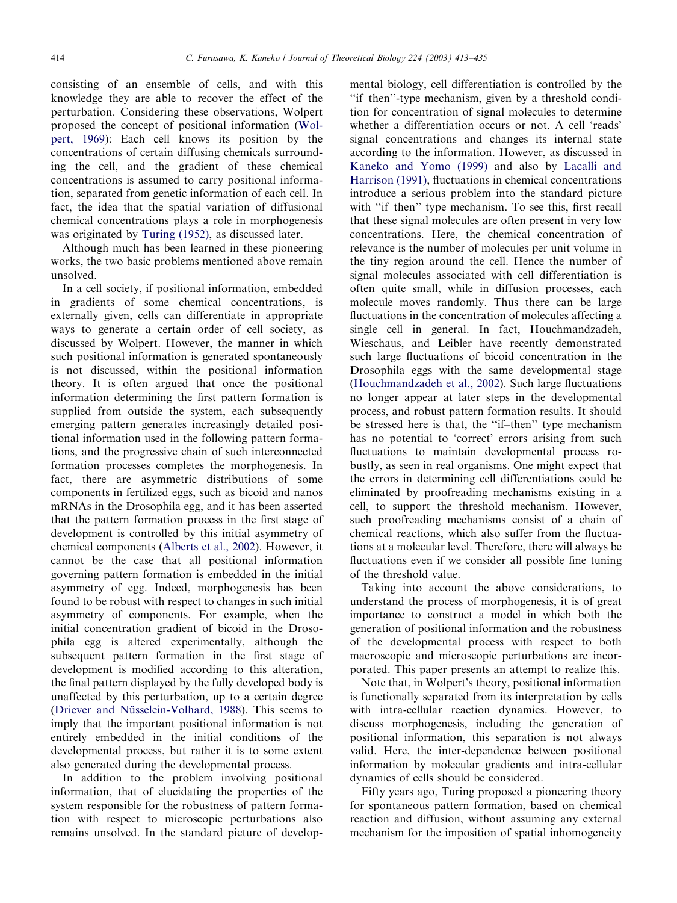consisting of an ensemble of cells, and with this knowledge they are able to recover the effect of the perturbation. Considering these observations, Wolpert proposed the concept of positional information (Wolpert, 1969): Each cell knows its position by the concentrations of certain diffusing chemicals surrounding the cell, and the gradient of these chemical concentrations is assumed to carry positional information, separated from genetic information of each cell. In fact, the idea that the spatial variation of diffusional chemical concentrations plays a role in morphogenesis was originated by Turing (1952), as discussed later.

Although much has been learned in these pioneering works, the two basic problems mentioned above remain unsolved.

In a cell society, if positional information, embedded in gradients of some chemical concentrations, is externally given, cells can differentiate in appropriate ways to generate a certain order of cell society, as discussed by Wolpert. However, the manner in which such positional information is generated spontaneously is not discussed, within the positional information theory. It is often argued that once the positional information determining the first pattern formation is supplied from outside the system, each subsequently emerging pattern generates increasingly detailed positional information used in the following pattern formations, and the progressive chain of such interconnected formation processes completes the morphogenesis. In fact, there are asymmetric distributions of some components in fertilized eggs, such as bicoid and nanos mRNAs in the Drosophila egg, and it has been asserted that the pattern formation process in the first stage of development is controlled by this initial asymmetry of chemical components (Alberts et al., 2002). However, it cannot be the case that all positional information governing pattern formation is embedded in the initial asymmetry of egg. Indeed, morphogenesis has been found to be robust with respect to changes in such initial asymmetry of components. For example, when the initial concentration gradient of bicoid in the Drosophila egg is altered experimentally, although the subsequent pattern formation in the first stage of development is modified according to this alteration, the final pattern displayed by the fully developed body is unaffected by this perturbation, up to a certain degree (Driever and Nüsselein-Volhard, 1988). This seems to imply that the important positional information is not entirely embedded in the initial conditions of the developmental process, but rather it is to some extent also generated during the developmental process.

In addition to the problem involving positional information, that of elucidating the properties of the system responsible for the robustness of pattern formation with respect to microscopic perturbations also remains unsolved. In the standard picture of developmental biology, cell differentiation is controlled by the "if–then"-type mechanism, given by a threshold condition for concentration of signal molecules to determine whether a differentiation occurs or not. A cell 'reads' signal concentrations and changes its internal state according to the information. However, as discussed in Kaneko and Yomo (1999) and also by Lacalli and Harrison (1991), fluctuations in chemical concentrations introduce a serious problem into the standard picture with "if–then" type mechanism. To see this, first recall that these signal molecules are often present in very low concentrations. Here, the chemical concentration of relevance is the number of molecules per unit volume in the tiny region around the cell. Hence the number of signal molecules associated with cell differentiation is often quite small, while in diffusion processes, each molecule moves randomly. Thus there can be large fluctuations in the concentration of molecules affecting a single cell in general. In fact, Houchmandzadeh, Wieschaus, and Leibler have recently demonstrated such large fluctuations of bicoid concentration in the Drosophila eggs with the same developmental stage (Houchmandzadeh et al., 2002). Such large fluctuations no longer appear at later steps in the developmental process, and robust pattern formation results. It should be stressed here is that, the "if–then" type mechanism has no potential to 'correct' errors arising from such fluctuations to maintain developmental process robustly, as seen in real organisms. One might expect that the errors in determining cell differentiations could be eliminated by proofreading mechanisms existing in a cell, to support the threshold mechanism. However, such proofreading mechanisms consist of a chain of chemical reactions, which also suffer from the fluctuations at a molecular level. Therefore, there will always be fluctuations even if we consider all possible fine tuning of the threshold value.

Taking into account the above considerations, to understand the process of morphogenesis, it is of great importance to construct a model in which both the generation of positional information and the robustness of the developmental process with respect to both macroscopic and microscopic perturbations are incorporated. This paper presents an attempt to realize this.

Note that, in Wolpert's theory, positional information is functionally separated from its interpretation by cells with intra-cellular reaction dynamics. However, to discuss morphogenesis, including the generation of positional information, this separation is not always valid. Here, the inter-dependence between positional information by molecular gradients and intra-cellular dynamics of cells should be considered.

Fifty years ago, Turing proposed a pioneering theory for spontaneous pattern formation, based on chemical reaction and diffusion, without assuming any external mechanism for the imposition of spatial inhomogeneity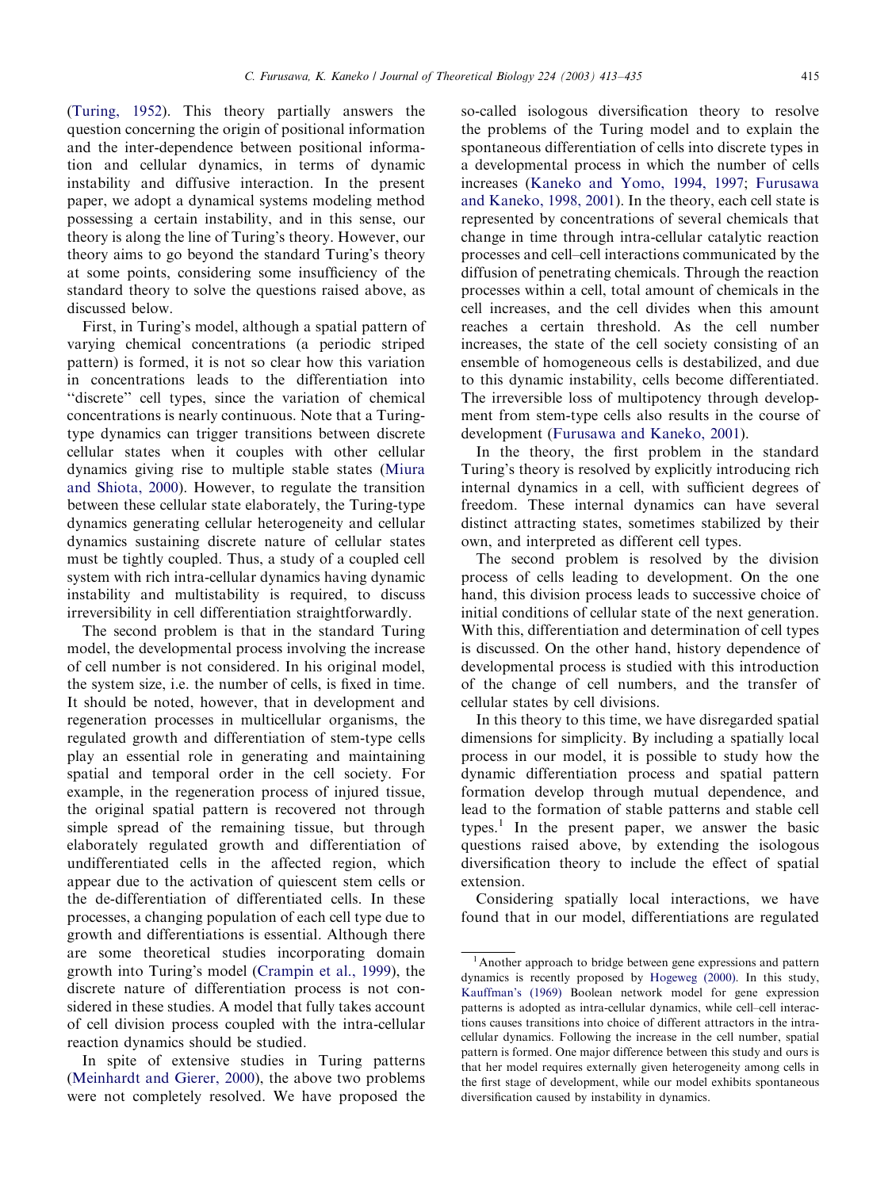(Turing, 1952). This theory partially answers the question concerning the origin of positional information and the inter-dependence between positional information and cellular dynamics, in terms of dynamic instability and diffusive interaction. In the present paper, we adopt a dynamical systems modeling method possessing a certain instability, and in this sense, our theory is along the line of Turing's theory. However, our theory aims to go beyond the standard Turing's theory at some points, considering some insufficiency of the standard theory to solve the questions raised above, as discussed below.

First, in Turing's model, although a spatial pattern of varying chemical concentrations (a periodic striped pattern) is formed, it is not so clear how this variation in concentrations leads to the differentiation into "discrete" cell types, since the variation of chemical concentrations is nearly continuous. Note that a Turing-type dynamics can trigger transitions between discrete cellular states when it couples with other cellular dynamics giving rise to multiple stable states (Miura and Shiota, 2000). However, to regulate the transition between these cellular state elaborately, the Turing-type dynamics generating cellular heterogeneity and cellular dynamics sustaining discrete nature of cellular states must be tightly coupled. Thus, a study of a coupled cell system with rich intra-cellular dynamics having dynamic instability and multistability is required, to discuss irreversibility in cell differentiation straightforwardly.

The second problem is that in the standard Turing model, the developmental process involving the increase of cell number is not considered. In his original model, the system size, i.e. the number of cells, is fixed in time. It should be noted, however, that in development and regeneration processes in multicellular organisms, the regulated growth and differentiation of stem-type cells play an essential role in generating and maintaining spatial and temporal order in the cell society. For example, in the regeneration process of injured tissue, the original spatial pattern is recovered not through simple spread of the remaining tissue, but through elaborately regulated growth and differentiation of undifferentiated cells in the affected region, which appear due to the activation of quiescent stem cells or the de-differentiation of differentiated cells. In these processes, a changing population of each cell type due to growth and differentiations is essential. Although there are some theoretical studies incorporating domain growth into Turing's model (Crampin et al., 1999), the discrete nature of differentiation process is not considered in these studies. A model that fully takes account of cell division process coupled with the intra-cellular reaction dynamics should be studied.

In spite of extensive studies in Turing patterns (Meinhardt and Gierer, 2000), the above two problems were not completely resolved. We have proposed the so-called isologous diversification theory to resolve the problems of the Turing model and to explain the spontaneous differentiation of cells into discrete types in a developmental process in which the number of cells increases (Kaneko and Yomo, 1994, 1997; Furusawa and Kaneko, 1998, 2001). In the theory, each cell state is represented by concentrations of several chemicals that change in time through intra-cellular catalytic reaction processes and cell–cell interactions communicated by the diffusion of penetrating chemicals. Through the reaction processes within a cell, total amount of chemicals in the cell increases, and the cell divides when this amount reaches a certain threshold. As the cell number increases, the state of the cell society consisting of an ensemble of homogeneous cells is destabilized, and due to this dynamic instability, cells become differentiated. The irreversible loss of multipotency through development from stem-type cells also results in the course of development (Furusawa and Kaneko, 2001).

In the theory, the first problem in the standard Turing's theory is resolved by explicitly introducing rich internal dynamics in a cell, with sufficient degrees of freedom. These internal dynamics can have several distinct attracting states, sometimes stabilized by their own, and interpreted as different cell types.

The second problem is resolved by the division process of cells leading to development. On the one hand, this division process leads to successive choice of initial conditions of cellular state of the next generation. With this, differentiation and determination of cell types is discussed. On the other hand, history dependence of developmental process is studied with this introduction of the change of cell numbers, and the transfer of cellular states by cell divisions.

In this theory to this time, we have disregarded spatial dimensions for simplicity. By including a spatially local process in our model, it is possible to study how the dynamic differentiation process and spatial pattern formation develop through mutual dependence, and lead to the formation of stable patterns and stable cell types.[1] In the present paper, we answer the basic questions raised above, by extending the isologous diversification theory to include the effect of spatial extension.

Considering spatially local interactions, we have found that in our model, differentiations are regulated

[1] Another approach to bridge between gene expressions and pattern dynamics is recently proposed by Hogeweg (2000). In this study, Kauffman's (1969) Boolean network model for gene expression patterns is adopted as intra-cellular dynamics, while cell–cell interactions causes transitions into choice of different attractors in the intra-cellular dynamics. Following the increase in the cell number, spatial pattern is formed. One major difference between this study and ours is that her model requires externally given heterogeneity among cells in the first stage of development, while our model exhibits spontaneous diversification caused by instability in dynamics.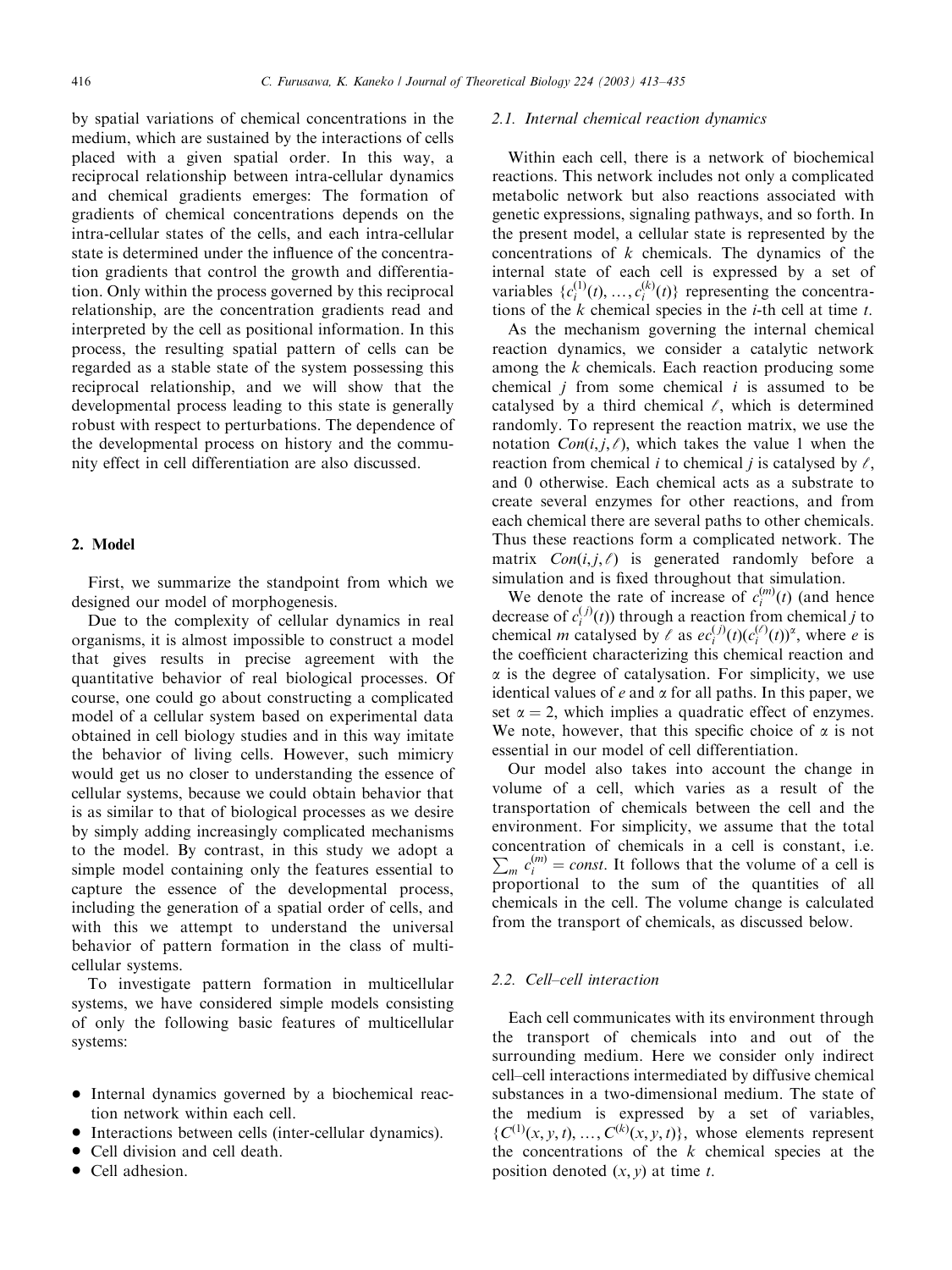by spatial variations of chemical concentrations in the medium, which are sustained by the interactions of cells placed with a given spatial order. In this way, a reciprocal relationship between intra-cellular dynamics and chemical gradients emerges: The formation of gradients of chemical concentrations depends on the intra-cellular states of the cells, and each intra-cellular state is determined under the influence of the concentration gradients that control the growth and differentiation. Only within the process governed by this reciprocal relationship, are the concentration gradients read and interpreted by the cell as positional information. In this process, the resulting spatial pattern of cells can be regarded as a stable state of the system possessing this reciprocal relationship, and we will show that the developmental process leading to this state is generally robust with respect to perturbations. The dependence of the developmental process on history and the community effect in cell differentiation are also discussed.

## 2. Model

First, we summarize the standpoint from which we designed our model of morphogenesis.

Due to the complexity of cellular dynamics in real organisms, it is almost impossible to construct a model that gives results in precise agreement with the quantitative behavior of real biological processes. Of course, one could go about constructing a complicated model of a cellular system based on experimental data obtained in cell biology studies and in this way imitate the behavior of living cells. However, such mimicry would get us no closer to understanding the essence of cellular systems, because we could obtain behavior that is as similar to that of biological processes as we desire by simply adding increasingly complicated mechanisms to the model. By contrast, in this study we adopt a simple model containing only the features essential to capture the essence of the developmental process, including the generation of a spatial order of cells, and with this we attempt to understand the universal behavior of pattern formation in the class of multicellular systems.

To investigate pattern formation in multicellular systems, we have considered simple models consisting of only the following basic features of multicellular systems:

- Internal dynamics governed by a biochemical reaction network within each cell.
- Interactions between cells (inter-cellular dynamics).
- Cell division and cell death.
- Cell adhesion.

### 2.1. Internal chemical reaction dynamics

Within each cell, there is a network of biochemical reactions. This network includes not only a complicated metabolic network but also reactions associated with genetic expressions, signaling pathways, and so forth. In the present model, a cellular state is represented by the concentrations of $k$ chemicals. The dynamics of the internal state of each cell is expressed by a set of variables $\{c_i^{(1)}(t), \ldots, c_i^{(k)}(t)\}$ representing the concentrations of the $k$ chemical species in the $i$-th cell at time $t$.

As the mechanism governing the internal chemical reaction dynamics, we consider a catalytic network among the $k$ chemicals. Each reaction producing some chemical $j$ from some chemical $i$ is assumed to be catalysed by a third chemical $\ell$, which is determined randomly. To represent the reaction matrix, we use the notation $Con(i,j,\ell)$, which takes the value 1 when the reaction from chemical $i$ to chemical $j$ is catalysed by $\ell$, and 0 otherwise. Each chemical acts as a substrate to create several enzymes for other reactions, and from each chemical there are several paths to other chemicals. Thus these reactions form a complicated network. The matrix $Con(i,j,\ell)$ is generated randomly before a simulation and is fixed throughout that simulation.

We denote the rate of increase of $c_i^{(m)}(t)$ (and hence decrease of $c_i^{(j)}(t)$) through a reaction from chemical $j$ to chemical $m$ catalysed by $\ell$ as $ec_i^{(j)}(t)(c_i^{(\ell)}(t))^{\alpha}$, where $e$ is the coefficient characterizing this chemical reaction and $\alpha$ is the degree of catalysation. For simplicity, we use identical values of $e$ and $\alpha$ for all paths. In this paper, we set $\alpha = 2$, which implies a quadratic effect of enzymes. We note, however, that this specific choice of $\alpha$ is not essential in our model of cell differentiation.

Our model also takes into account the change in volume of a cell, which varies as a result of the transportation of chemicals between the cell and the environment. For simplicity, we assume that the total concentration of chemicals in a cell is constant, i.e. $\sum_m c_i^{(m)} = const$. It follows that the volume of a cell is proportional to the sum of the quantities of all chemicals in the cell. The volume change is calculated from the transport of chemicals, as discussed below.

### 2.2. Cell–cell interaction

Each cell communicates with its environment through the transport of chemicals into and out of the surrounding medium. Here we consider only indirect cell–cell interactions intermediated by diffusive chemical substances in a two-dimensional medium. The state of the medium is expressed by a set of variables, $\{C^{(1)}(x,y,t), \ldots, C^{(k)}(x,y,t)\}$, whose elements represent the concentrations of the $k$ chemical species at the position denoted $(x,y)$ at time $t$.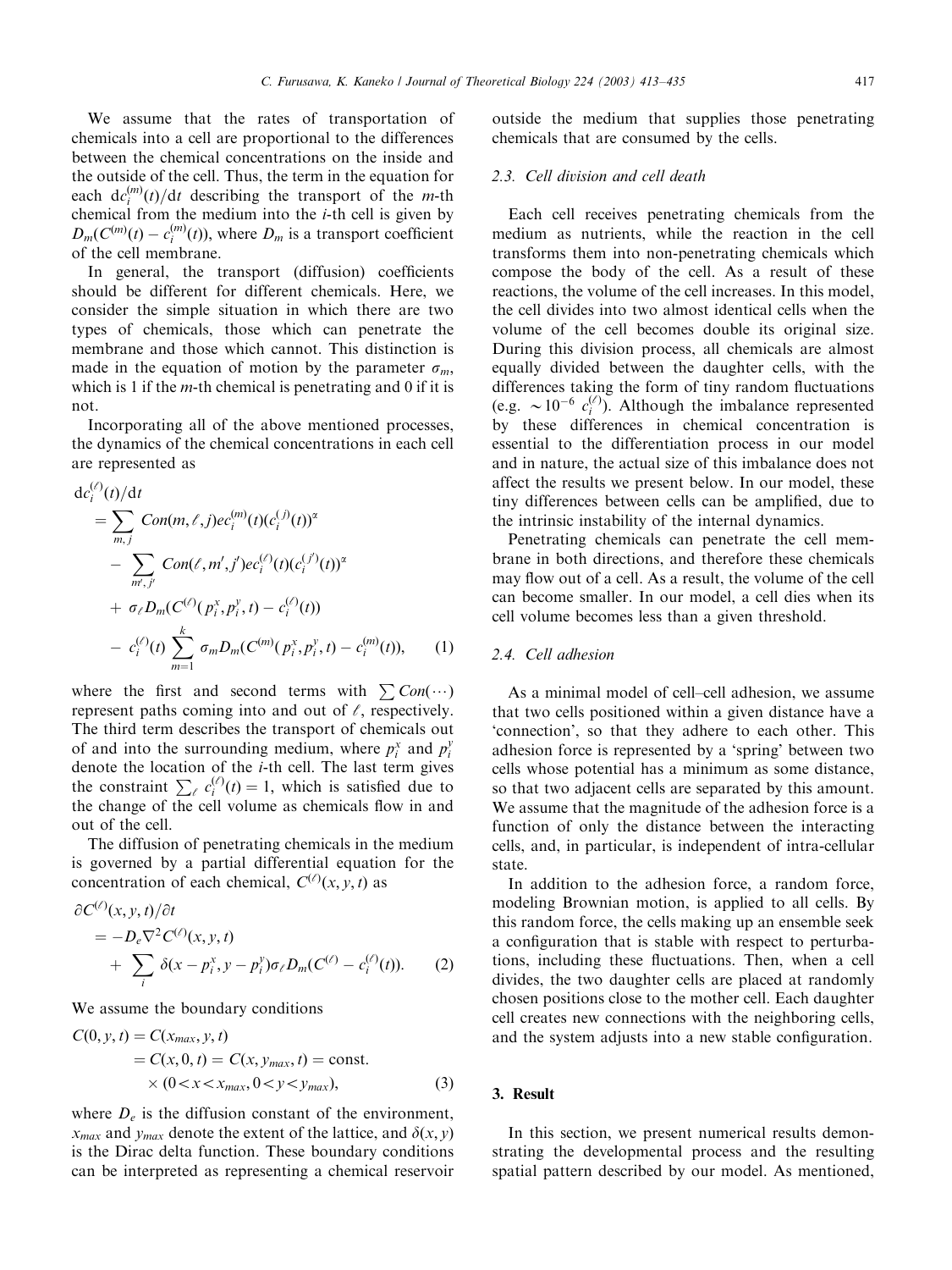We assume that the rates of transportation of chemicals into a cell are proportional to the differences between the chemical concentrations on the inside and the outside of the cell. Thus, the term in the equation for each $dc_i^{(m)}(t)/dt$ describing the transport of the $m$-th chemical from the medium into the $i$-th cell is given by $D_m(C^{(m)}(t) - c_i^{(m)}(t))$, where $D_m$ is a transport coefficient of the cell membrane.

In general, the transport (diffusion) coefficients should be different for different chemicals. Here, we consider the simple situation in which there are two types of chemicals, those which can penetrate the membrane and those which cannot. This distinction is made in the equation of motion by the parameter $\sigma_m$, which is 1 if the $m$-th chemical is penetrating and 0 if it is not.

Incorporating all of the above mentioned processes, the dynamics of the chemical concentrations in each cell are represented as

$$
\begin{aligned}
dc_i^{(\ell)}(t)/dt
&= \sum_{m,j} Con(m,\ell,j) e c_i^{(m)}(t)(c_i^{(j)}(t))^{\alpha} \\
&\quad - \sum_{m',j'} Con(\ell,m',j') e c_i^{(\ell)}(t)(c_i^{(j')}(t))^{\alpha} \\
&\quad + \sigma_\ell D_m(C^{(\ell)}(p_i^x, p_i^y, t) - c_i^{(\ell)}(t)) \\
&\quad - c_i^{(\ell)}(t) \sum_{m=1}^{k} \sigma_m D_m(C^{(m)}(p_i^x, p_i^y, t) - c_i^{(m)}(t)), \qquad (1)
\end{aligned}
$$

where the first and second terms with $\sum Con(\cdots)$ represent paths coming into and out of $\ell$, respectively. The third term describes the transport of chemicals out of and into the surrounding medium, where $p_i^x$ and $p_i^y$ denote the location of the $i$-th cell. The last term gives the constraint $\sum_\ell c_i^{(\ell)}(t) = 1$, which is satisfied due to the change of the cell volume as chemicals flow in and out of the cell.

The diffusion of penetrating chemicals in the medium is governed by a partial differential equation for the concentration of each chemical, $C^{(\ell)}(x, y, t)$ as

$$
\begin{aligned}
\partial C^{(\ell)}(x,y,t)/\partial t
&= -D_e \nabla^2 C^{(\ell)}(x,y,t) \\
&\quad + \sum_i \delta(x - p_i^x, y - p_i^y) \sigma_\ell D_m(C^{(\ell)} - c_i^{(\ell)}(t)). \qquad (2)
\end{aligned}
$$

We assume the boundary conditions

$$
\begin{aligned}
C(0,y,t) &= C(x_{max}, y, t) \\
&= C(x, 0, t) = C(x, y_{max}, t) = \text{const.} \\
&\quad \times (0 < x < x_{max}, 0 < y < y_{max}), \qquad (3)
\end{aligned}
$$

where $D_e$ is the diffusion constant of the environment, $x_{max}$ and $y_{max}$ denote the extent of the lattice, and $\delta(x, y)$ is the Dirac delta function. These boundary conditions can be interpreted as representing a chemical reservoir outside the medium that supplies those penetrating chemicals that are consumed by the cells.

### 2.3. Cell division and cell death

Each cell receives penetrating chemicals from the medium as nutrients, while the reaction in the cell transforms them into non-penetrating chemicals which compose the body of the cell. As a result of these reactions, the volume of the cell increases. In this model, the cell divides into two almost identical cells when the volume of the cell becomes double its original size. During this division process, all chemicals are almost equally divided between the daughter cells, with the differences taking the form of tiny random fluctuations (e.g. $\sim 10^{-6}\, c_i^{(\ell)}$). Although the imbalance represented by these differences in chemical concentration is essential to the differentiation process in our model and in nature, the actual size of this imbalance does not affect the results we present below. In our model, these tiny differences between cells can be amplified, due to the intrinsic instability of the internal dynamics.

Penetrating chemicals can penetrate the cell membrane in both directions, and therefore these chemicals may flow out of a cell. As a result, the volume of the cell can become smaller. In our model, a cell dies when its cell volume becomes less than a given threshold.

### 2.4. Cell adhesion

As a minimal model of cell–cell adhesion, we assume that two cells positioned within a given distance have a 'connection', so that they adhere to each other. This adhesion force is represented by a 'spring' between two cells whose potential has a minimum as some distance, so that two adjacent cells are separated by this amount. We assume that the magnitude of the adhesion force is a function of only the distance between the interacting cells, and, in particular, is independent of intra-cellular state.

In addition to the adhesion force, a random force, modeling Brownian motion, is applied to all cells. By this random force, the cells making up an ensemble seek a configuration that is stable with respect to perturbations, including these fluctuations. Then, when a cell divides, the two daughter cells are placed at randomly chosen positions close to the mother cell. Each daughter cell creates new connections with the neighboring cells, and the system adjusts into a new stable configuration.

## 3. Result

In this section, we present numerical results demonstrating the developmental process and the resulting spatial pattern described by our model. As mentioned,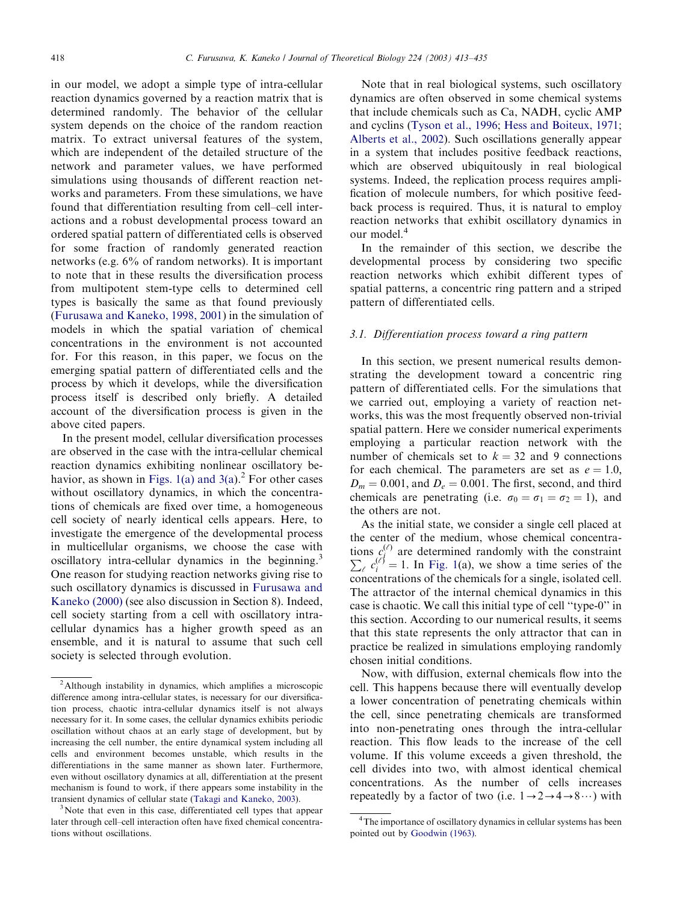in our model, we adopt a simple type of intra-cellular reaction dynamics governed by a reaction matrix that is determined randomly. The behavior of the cellular system depends on the choice of the random reaction matrix. To extract universal features of the system, which are independent of the detailed structure of the network and parameter values, we have performed simulations using thousands of different reaction networks and parameters. From these simulations, we have found that differentiation resulting from cell–cell interactions and a robust developmental process toward an ordered spatial pattern of differentiated cells is observed for some fraction of randomly generated reaction networks (e.g. 6% of random networks). It is important to note that in these results the diversification process from multipotent stem-type cells to determined cell types is basically the same as that found previously (Furusawa and Kaneko, 1998, 2001) in the simulation of models in which the spatial variation of chemical concentrations in the environment is not accounted for. For this reason, in this paper, we focus on the emerging spatial pattern of differentiated cells and the process by which it develops, while the diversification process itself is described only briefly. A detailed account of the diversification process is given in the above cited papers.

In the present model, cellular diversification processes are observed in the case with the intra-cellular chemical reaction dynamics exhibiting nonlinear oscillatory behavior, as shown in Figs. 1(a) and 3(a).[2] For other cases without oscillatory dynamics, in which the concentrations of chemicals are fixed over time, a homogeneous cell society of nearly identical cells appears. Here, to investigate the emergence of the developmental process in multicellular organisms, we choose the case with oscillatory intra-cellular dynamics in the beginning.[3] One reason for studying reaction networks giving rise to such oscillatory dynamics is discussed in Furusawa and Kaneko (2000) (see also discussion in Section 8). Indeed, cell society starting from a cell with oscillatory intra-cellular dynamics has a higher growth speed as an ensemble, and it is natural to assume that such cell society is selected through evolution.

Note that in real biological systems, such oscillatory dynamics are often observed in some chemical systems that include chemicals such as Ca, NADH, cyclic AMP and cyclins (Tyson et al., 1996; Hess and Boiteux, 1971; Alberts et al., 2002). Such oscillations generally appear in a system that includes positive feedback reactions, which are observed ubiquitously in real biological systems. Indeed, the replication process requires amplification of molecule numbers, for which positive feedback process is required. Thus, it is natural to employ reaction networks that exhibit oscillatory dynamics in our model.[4]

In the remainder of this section, we describe the developmental process by considering two specific reaction networks which exhibit different types of spatial patterns, a concentric ring pattern and a striped pattern of differentiated cells.

### 3.1. Differentiation process toward a ring pattern

In this section, we present numerical results demonstrating the development toward a concentric ring pattern of differentiated cells. For the simulations that we carried out, employing a variety of reaction networks, this was the most frequently observed non-trivial spatial pattern. Here we consider numerical experiments employing a particular reaction network with the number of chemicals set to $k = 32$ and 9 connections for each chemical. The parameters are set as $e = 1.0$, $D_m = 0.001$, and $D_e = 0.001$. The first, second, and third chemicals are penetrating (i.e. $\sigma_0 = \sigma_1 = \sigma_2 = 1$), and the others are not.

As the initial state, we consider a single cell placed at the center of the medium, whose chemical concentrations $c_i^{(\ell)}$ are determined randomly with the constraint $\sum_\ell c_i^{(\ell)} = 1$. In Fig. 1(a), we show a time series of the concentrations of the chemicals for a single, isolated cell. The attractor of the internal chemical dynamics in this case is chaotic. We call this initial type of cell "type-0" in this section. According to our numerical results, it seems that this state represents the only attractor that can in practice be realized in simulations employing randomly chosen initial conditions.

Now, with diffusion, external chemicals flow into the cell. This happens because there will eventually develop a lower concentration of penetrating chemicals within the cell, since penetrating chemicals are transformed into non-penetrating ones through the intra-cellular reaction. This flow leads to the increase of the cell volume. If this volume exceeds a given threshold, the cell divides into two, with almost identical chemical concentrations. As the number of cells increases repeatedly by a factor of two (i.e. $1 \rightarrow 2 \rightarrow 4 \rightarrow 8 \cdots$) with

---

[2] Although instability in dynamics, which amplifies a microscopic difference among intra-cellular states, is necessary for our diversification process, chaotic intra-cellular dynamics itself is not always necessary for it. In some cases, the cellular dynamics exhibits periodic oscillation without chaos at an early stage of development, but by increasing the cell number, the entire dynamical system including all cells and environment becomes unstable, which results in the differentiations in the same manner as shown later. Furthermore, even without oscillatory dynamics at all, differentiation at the present mechanism is found to work, if there appears some instability in the transient dynamics of cellular state (Takagi and Kaneko, 2003).

[3] Note that even in this case, differentiated cell types that appear later through cell–cell interaction often have fixed chemical concentrations without oscillations.

[4] The importance of oscillatory dynamics in cellular systems has been pointed out by Goodwin (1963).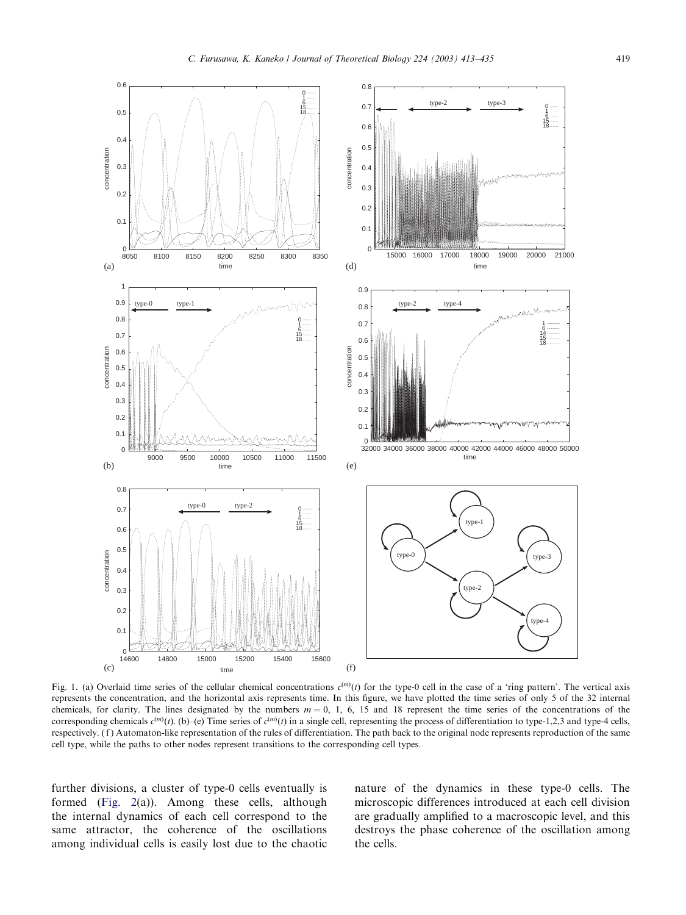Fig. 1. (a) Overlaid time series of the cellular chemical concentrations $c^{(m)}(t)$ for the type-0 cell in the case of a 'ring pattern'. The vertical axis represents the concentration, and the horizontal axis represents time. In this figure, we have plotted the time series of only 5 of the 32 internal chemicals, for clarity. The lines designated by the numbers $m = 0$, 1, 6, 15 and 18 represent the time series of the concentrations of the corresponding chemicals $c^{(m)}(t)$. (b)–(e) Time series of $c^{(m)}(t)$ in a single cell, representing the process of differentiation to type-1,2,3 and type-4 cells, respectively. (f) Automaton-like representation of the rules of differentiation. The path back to the original node represents reproduction of the same cell type, while the paths to other nodes represent transitions to the corresponding cell types.

further divisions, a cluster of type-0 cells eventually is formed (Fig. 2(a)). Among these cells, although the internal dynamics of each cell correspond to the same attractor, the coherence of the oscillations among individual cells is easily lost due to the chaotic nature of the dynamics in these type-0 cells. The microscopic differences introduced at each cell division are gradually amplified to a macroscopic level, and this destroys the phase coherence of the oscillation among the cells.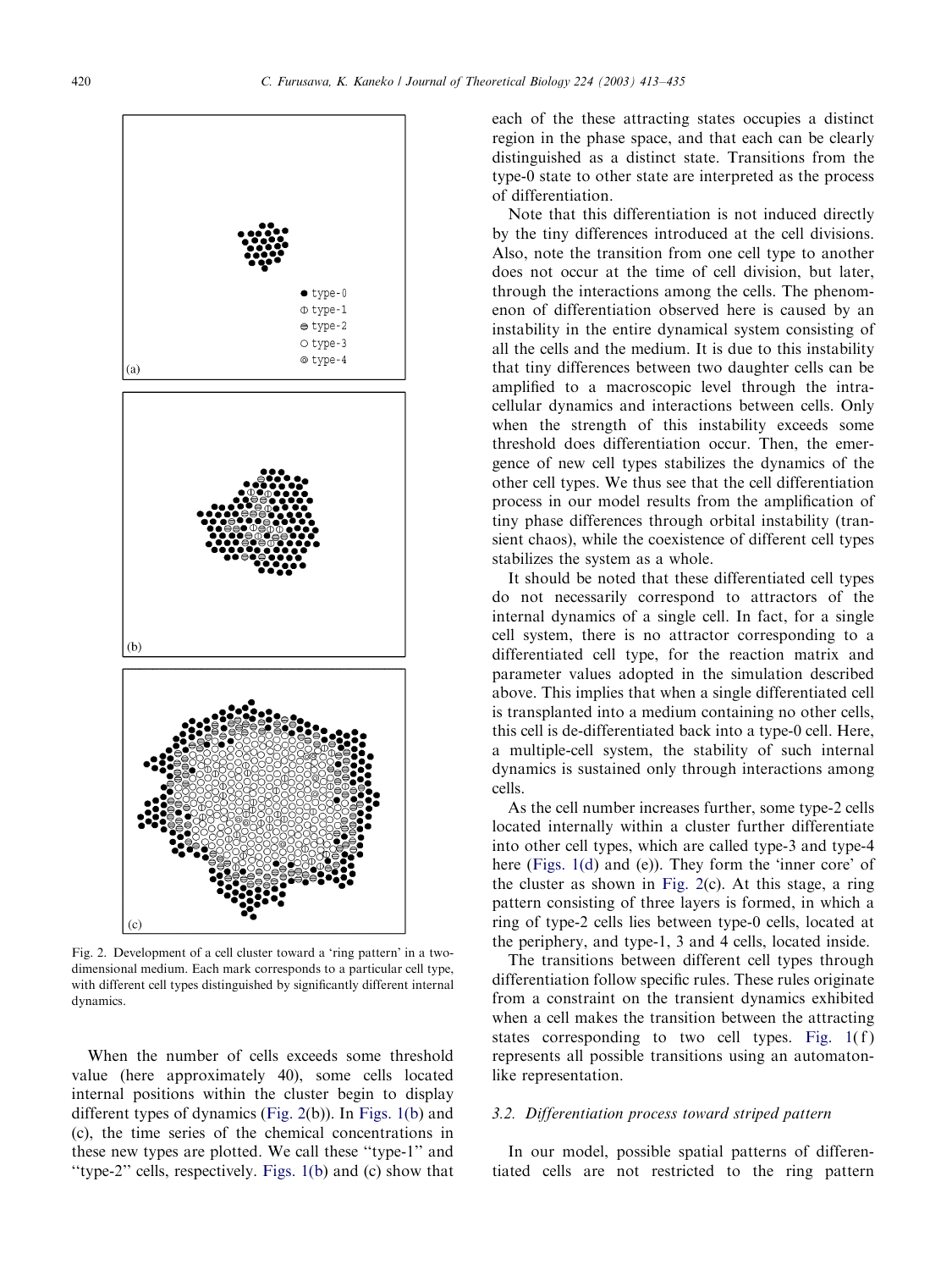Fig. 2. Development of a cell cluster toward a 'ring pattern' in a two-dimensional medium. Each mark corresponds to a particular cell type, with different cell types distinguished by significantly different internal dynamics.

When the number of cells exceeds some threshold value (here approximately 40), some cells located internal positions within the cluster begin to display different types of dynamics (Fig. 2(b)). In Figs. 1(b) and (c), the time series of the chemical concentrations in these new types are plotted. We call these "type-1" and "type-2" cells, respectively. Figs. 1(b) and (c) show that each of the these attracting states occupies a distinct region in the phase space, and that each can be clearly distinguished as a distinct state. Transitions from the type-0 state to other state are interpreted as the process of differentiation.

Note that this differentiation is not induced directly by the tiny differences introduced at the cell divisions. Also, note the transition from one cell type to another does not occur at the time of cell division, but later, through the interactions among the cells. The phenomenon of differentiation observed here is caused by an instability in the entire dynamical system consisting of all the cells and the medium. It is due to this instability that tiny differences between two daughter cells can be amplified to a macroscopic level through the intra-cellular dynamics and interactions between cells. Only when the strength of this instability exceeds some threshold does differentiation occur. Then, the emergence of new cell types stabilizes the dynamics of the other cell types. We thus see that the cell differentiation process in our model results from the amplification of tiny phase differences through orbital instability (transient chaos), while the coexistence of different cell types stabilizes the system as a whole.

It should be noted that these differentiated cell types do not necessarily correspond to attractors of the internal dynamics of a single cell. In fact, for a single cell system, there is no attractor corresponding to a differentiated cell type, for the reaction matrix and parameter values adopted in the simulation described above. This implies that when a single differentiated cell is transplanted into a medium containing no other cells, this cell is de-differentiated back into a type-0 cell. Here, a multiple-cell system, the stability of such internal dynamics is sustained only through interactions among cells.

As the cell number increases further, some type-2 cells located internally within a cluster further differentiate into other cell types, which are called type-3 and type-4 here (Figs. 1(d) and (e)). They form the 'inner core' of the cluster as shown in Fig. 2(c). At this stage, a ring pattern consisting of three layers is formed, in which a ring of type-2 cells lies between type-0 cells, located at the periphery, and type-1, 3 and 4 cells, located inside.

The transitions between different cell types through differentiation follow specific rules. These rules originate from a constraint on the transient dynamics exhibited when a cell makes the transition between the attracting states corresponding to two cell types. Fig. 1(f) represents all possible transitions using an automaton-like representation.

### 3.2. Differentiation process toward striped pattern

In our model, possible spatial patterns of differentiated cells are not restricted to the ring pattern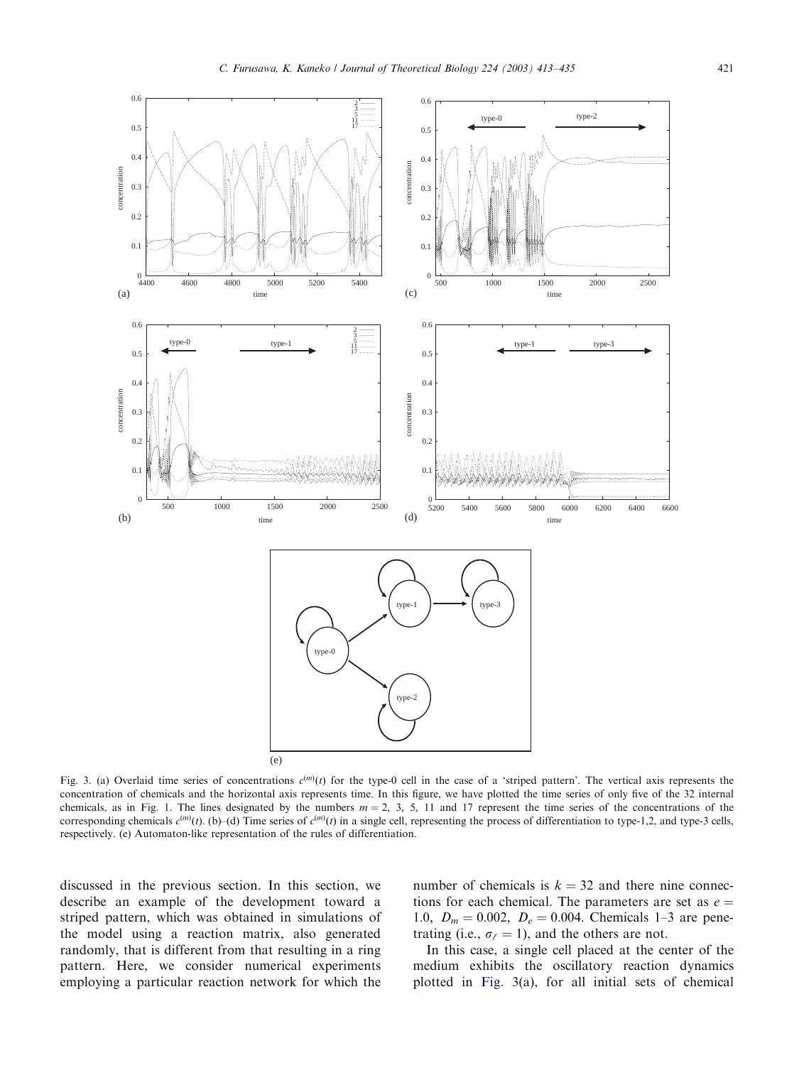Fig. 3. (a) Overlaid time series of concentrations $c^{(m)}(t)$ for the type-0 cell in the case of a 'striped pattern'. The vertical axis represents the concentration of chemicals and the horizontal axis represents time. In this figure, we have plotted the time series of only five of the 32 internal chemicals, as in Fig. 1. The lines designated by the numbers $m = 2$, 3, 5, 11 and 17 represent the time series of the concentrations of the corresponding chemicals $c^{(m)}(t)$. (b)–(d) Time series of $c^{(m)}(t)$ in a single cell, representing the process of differentiation to type-1,2, and type-3 cells, respectively. (e) Automaton-like representation of the rules of differentiation.

discussed in the previous section. In this section, we describe an example of the development toward a striped pattern, which was obtained in simulations of the model using a reaction matrix, also generated randomly, that is different from that resulting in a ring pattern. Here, we consider numerical experiments employing a particular reaction network for which the number of chemicals is $k = 32$ and there nine connections for each chemical. The parameters are set as $e = 1.0$, $D_m = 0.002$, $D_e = 0.004$. Chemicals 1–3 are penetrating (i.e., $\sigma_\ell = 1$), and the others are not.

In this case, a single cell placed at the center of the medium exhibits the oscillatory reaction dynamics plotted in Fig. 3(a), for all initial sets of chemical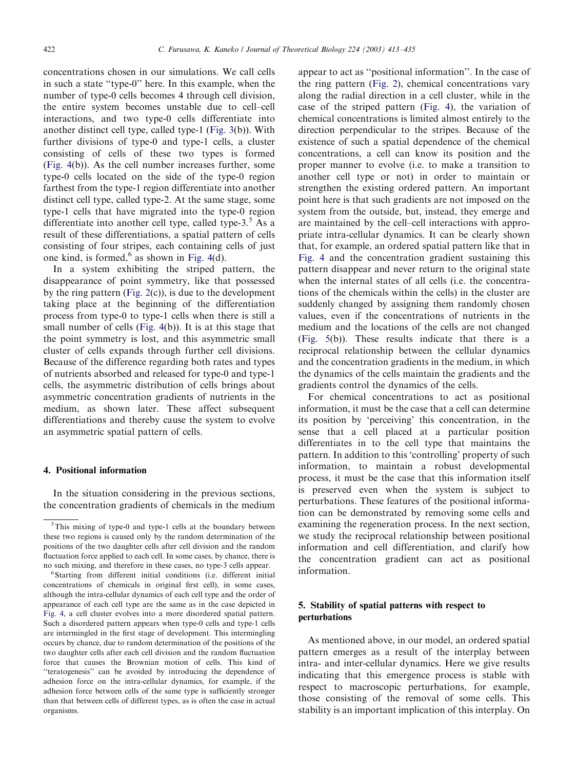concentrations chosen in our simulations. We call cells in such a state "type-0" here. In this example, when the number of type-0 cells becomes 4 through cell division, the entire system becomes unstable due to cell–cell interactions, and two type-0 cells differentiate into another distinct cell type, called type-1 (Fig. 3(b)). With further divisions of type-0 and type-1 cells, a cluster consisting of cells of these two types is formed (Fig. 4(b)). As the cell number increases further, some type-0 cells located on the side of the type-0 region farthest from the type-1 region differentiate into another distinct cell type, called type-2. At the same stage, some type-1 cells that have migrated into the type-0 region differentiate into another cell type, called type-3.[5] As a result of these differentiations, a spatial pattern of cells consisting of four stripes, each containing cells of just one kind, is formed,[6] as shown in Fig. 4(d).

In a system exhibiting the striped pattern, the disappearance of point symmetry, like that possessed by the ring pattern (Fig. 2(c)), is due to the development taking place at the beginning of the differentiation process from type-0 to type-1 cells when there is still a small number of cells (Fig. 4(b)). It is at this stage that the point symmetry is lost, and this asymmetric small cluster of cells expands through further cell divisions. Because of the difference regarding both rates and types of nutrients absorbed and released for type-0 and type-1 cells, the asymmetric distribution of cells brings about asymmetric concentration gradients of nutrients in the medium, as shown later. These affect subsequent differentiations and thereby cause the system to evolve an asymmetric spatial pattern of cells.

## 4. Positional information

In the situation considering in the previous sections, the concentration gradients of chemicals in the medium appear to act as "positional information". In the case of the ring pattern (Fig. 2), chemical concentrations vary along the radial direction in a cell cluster, while in the case of the striped pattern (Fig. 4), the variation of chemical concentrations is limited almost entirely to the direction perpendicular to the stripes. Because of the existence of such a spatial dependence of the chemical concentrations, a cell can know its position and the proper manner to evolve (i.e. to make a transition to another cell type or not) in order to maintain or strengthen the existing ordered pattern. An important point here is that such gradients are not imposed on the system from the outside, but, instead, they emerge and are maintained by the cell–cell interactions with appropriate intra-cellular dynamics. It can be clearly shown that, for example, an ordered spatial pattern like that in Fig. 4 and the concentration gradient sustaining this pattern disappear and never return to the original state when the internal states of all cells (i.e. the concentrations of the chemicals within the cells) in the cluster are suddenly changed by assigning them randomly chosen values, even if the concentrations of nutrients in the medium and the locations of the cells are not changed (Fig. 5(b)). These results indicate that there is a reciprocal relationship between the cellular dynamics and the concentration gradients in the medium, in which the dynamics of the cells maintain the gradients and the gradients control the dynamics of the cells.

For chemical concentrations to act as positional information, it must be the case that a cell can determine its position by 'perceiving' this concentration, in the sense that a cell placed at a particular position differentiates in to the cell type that maintains the pattern. In addition to this 'controlling' property of such information, to maintain a robust developmental process, it must be the case that this information itself is preserved even when the system is subject to perturbations. These features of the positional information can be demonstrated by removing some cells and examining the regeneration process. In the next section, we study the reciprocal relationship between positional information and cell differentiation, and clarify how the concentration gradient can act as positional information.

## 5. Stability of spatial patterns with respect to perturbations

As mentioned above, in our model, an ordered spatial pattern emerges as a result of the interplay between intra- and inter-cellular dynamics. Here we give results indicating that this emergence process is stable with respect to macroscopic perturbations, for example, those consisting of the removal of some cells. This stability is an important implication of this interplay. On

---

[5] This mixing of type-0 and type-1 cells at the boundary between these two regions is caused only by the random determination of the positions of the two daughter cells after cell division and the random fluctuation force applied to each cell. In some cases, by chance, there is no such mixing, and therefore in these cases, no type-3 cells appear.

[6] Starting from different initial conditions (i.e. different initial concentrations of chemicals in original first cell), in some cases, although the intra-cellular dynamics of each cell type and the order of appearance of each cell type are the same as in the case depicted in Fig. 4, a cell cluster evolves into a more disordered spatial pattern. Such a disordered pattern appears when type-0 cells and type-1 cells are intermingled in the first stage of development. This intermingling occurs by chance, due to random determination of the positions of the two daughter cells after each cell division and the random fluctuation force that causes the Brownian motion of cells. This kind of "teratogenesis" can be avoided by introducing the dependence of adhesion force on the intra-cellular dynamics, for example, if the adhesion force between cells of the same type is sufficiently stronger than that between cells of different types, as is often the case in actual organisms.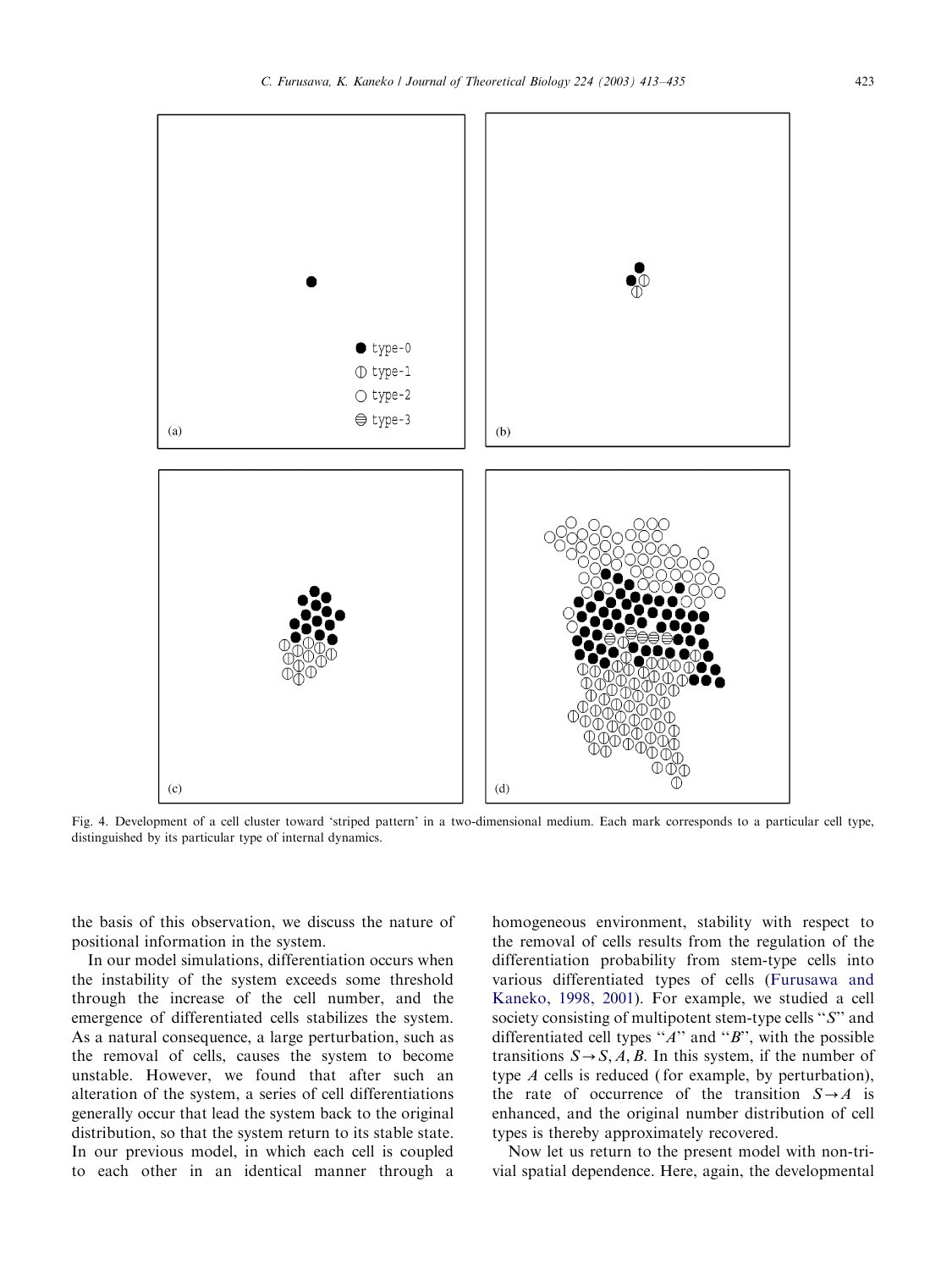Fig. 4. Development of a cell cluster toward 'striped pattern' in a two-dimensional medium. Each mark corresponds to a particular cell type, distinguished by its particular type of internal dynamics.

the basis of this observation, we discuss the nature of positional information in the system.

In our model simulations, differentiation occurs when the instability of the system exceeds some threshold through the increase of the cell number, and the emergence of differentiated cells stabilizes the system. As a natural consequence, a large perturbation, such as the removal of cells, causes the system to become unstable. However, we found that after such an alteration of the system, a series of cell differentiations generally occur that lead the system back to the original distribution, so that the system return to its stable state. In our previous model, in which each cell is coupled to each other in an identical manner through a homogeneous environment, stability with respect to the removal of cells results from the regulation of the differentiation probability from stem-type cells into various differentiated types of cells (Furusawa and Kaneko, 1998, 2001). For example, we studied a cell society consisting of multipotent stem-type cells "$S$" and differentiated cell types "$A$" and "$B$", with the possible transitions $S \rightarrow S, A, B$. In this system, if the number of type $A$ cells is reduced (for example, by perturbation), the rate of occurrence of the transition $S \rightarrow A$ is enhanced, and the original number distribution of cell types is thereby approximately recovered.

Now let us return to the present model with non-trivial spatial dependence. Here, again, the developmental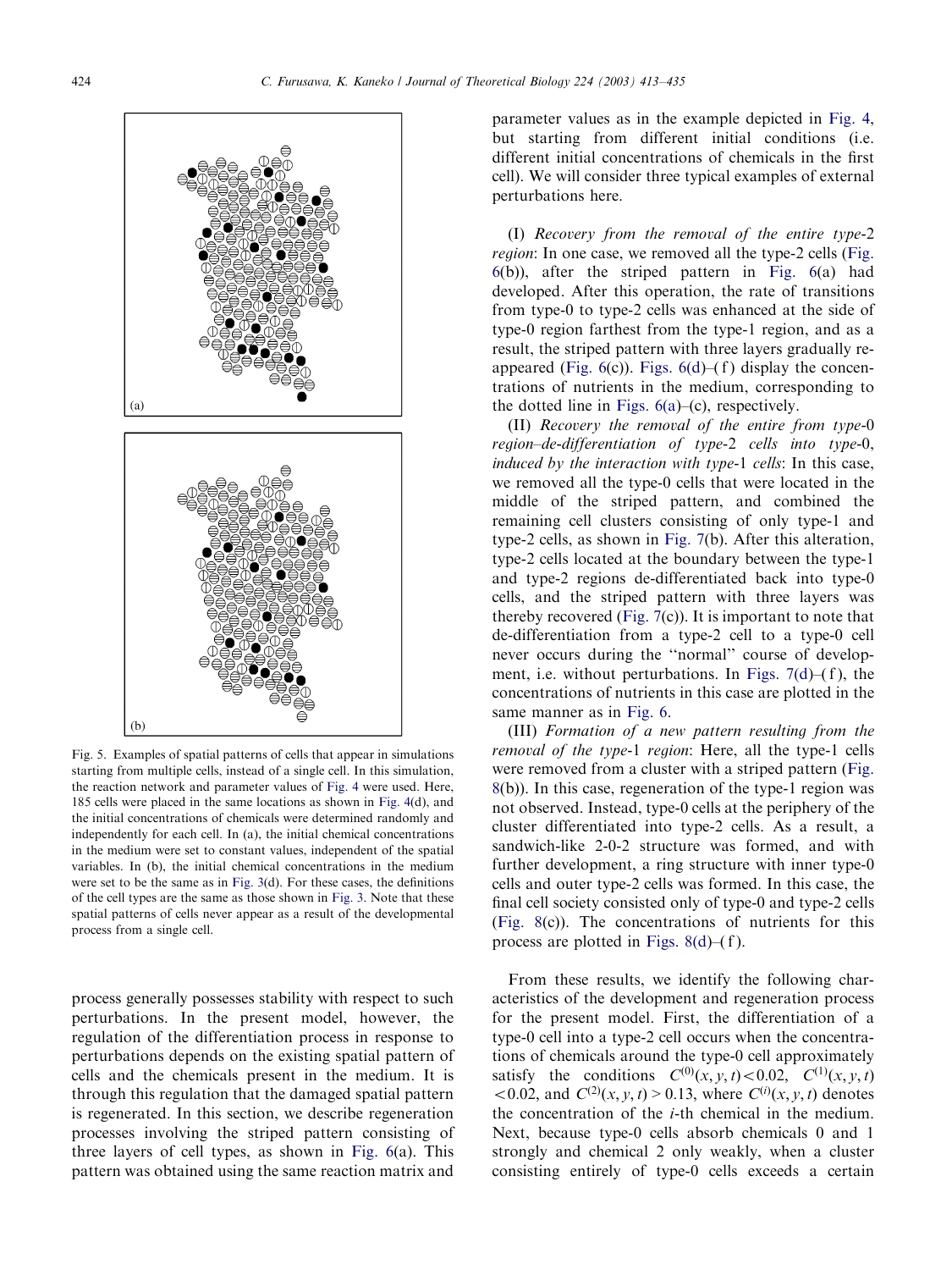(a)

(b)

Fig. 5. Examples of spatial patterns of cells that appear in simulations starting from multiple cells, instead of a single cell. In this simulation, the reaction network and parameter values of Fig. 4 were used. Here, 185 cells were placed in the same locations as shown in Fig. 4(d), and the initial concentrations of chemicals were determined randomly and independently for each cell. In (a), the initial chemical concentrations in the medium were set to constant values, independent of the spatial variables. In (b), the initial chemical concentrations in the medium were set to be the same as in Fig. 3(d). For these cases, the definitions of the cell types are the same as those shown in Fig. 3. Note that these spatial patterns of cells never appear as a result of the developmental process from a single cell.

process generally possesses stability with respect to such perturbations. In the present model, however, the regulation of the differentiation process in response to perturbations depends on the existing spatial pattern of cells and the chemicals present in the medium. It is through this regulation that the damaged spatial pattern is regenerated. In this section, we describe regeneration processes involving the striped pattern consisting of three layers of cell types, as shown in Fig. 6(a). This pattern was obtained using the same reaction matrix and parameter values as in the example depicted in Fig. 4, but starting from different initial conditions (i.e. different initial concentrations of chemicals in the first cell). We will consider three typical examples of external perturbations here.

(I) *Recovery from the removal of the entire type-2 region*: In one case, we removed all the type-2 cells (Fig. 6(b)), after the striped pattern in Fig. 6(a) had developed. After this operation, the rate of transitions from type-0 to type-2 cells was enhanced at the side of type-0 region farthest from the type-1 region, and as a result, the striped pattern with three layers gradually re-appeared (Fig. 6(c)). Figs. 6(d)–(f) display the concentrations of nutrients in the medium, corresponding to the dotted line in Figs. 6(a)–(c), respectively.

(II) *Recovery the removal of the entire from type-0 region–de-differentiation of type-2 cells into type-0, induced by the interaction with type-1 cells*: In this case, we removed all the type-0 cells that were located in the middle of the striped pattern, and combined the remaining cell clusters consisting of only type-1 and type-2 cells, as shown in Fig. 7(b). After this alteration, type-2 cells located at the boundary between the type-1 and type-2 regions de-differentiated back into type-0 cells, and the striped pattern with three layers was thereby recovered (Fig. 7(c)). It is important to note that de-differentiation from a type-2 cell to a type-0 cell never occurs during the "normal" course of development, i.e. without perturbations. In Figs. 7(d)–(f), the concentrations of nutrients in this case are plotted in the same manner as in Fig. 6.

(III) *Formation of a new pattern resulting from the removal of the type-1 region*: Here, all the type-1 cells were removed from a cluster with a striped pattern (Fig. 8(b)). In this case, regeneration of the type-1 region was not observed. Instead, type-0 cells at the periphery of the cluster differentiated into type-2 cells. As a result, a sandwich-like 2-0-2 structure was formed, and with further development, a ring structure with inner type-0 cells and outer type-2 cells was formed. In this case, the final cell society consisted only of type-0 and type-2 cells (Fig. 8(c)). The concentrations of nutrients for this process are plotted in Figs. 8(d)–(f).

From these results, we identify the following characteristics of the development and regeneration process for the present model. First, the differentiation of a type-0 cell into a type-2 cell occurs when the concentrations of chemicals around the type-0 cell approximately satisfy the conditions $C^{(0)}(x,y,t) < 0.02$, $C^{(1)}(x,y,t) < 0.02$, and $C^{(2)}(x,y,t) > 0.13$, where $C^{(i)}(x,y,t)$ denotes the concentration of the $i$-th chemical in the medium. Next, because type-0 cells absorb chemicals 0 and 1 strongly and chemical 2 only weakly, when a cluster consisting entirely of type-0 cells exceeds a certain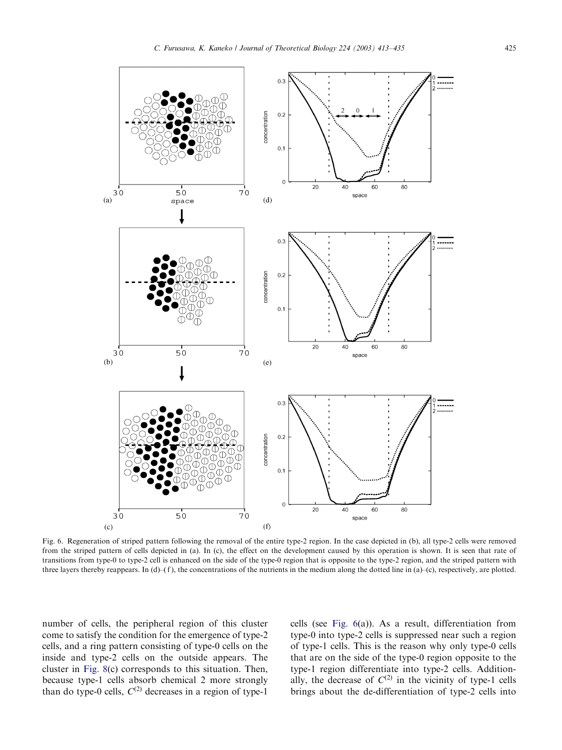Fig. 6. Regeneration of striped pattern following the removal of the entire type-2 region. In the case depicted in (b), all type-2 cells were removed from the striped pattern of cells depicted in (a). In (c), the effect on the development caused by this operation is shown. It is seen that rate of transitions from type-0 to type-2 cell is enhanced on the side of the type-0 region that is opposite to the type-2 region, and the striped pattern with three layers thereby reappears. In (d)–(f), the concentrations of the nutrients in the medium along the dotted line in (a)–(c), respectively, are plotted.

number of cells, the peripheral region of this cluster come to satisfy the condition for the emergence of type-2 cells, and a ring pattern consisting of type-0 cells on the inside and type-2 cells on the outside appears. The cluster in Fig. 8(c) corresponds to this situation. Then, because type-1 cells absorb chemical 2 more strongly than do type-0 cells, $C^{(2)}$ decreases in a region of type-1 cells (see Fig. 6(a)). As a result, differentiation from type-0 into type-2 cells is suppressed near such a region of type-1 cells. This is the reason why only type-0 cells that are on the side of the type-0 region opposite to the type-1 region differentiate into type-2 cells. Additionally, the decrease of $C^{(2)}$ in the vicinity of type-1 cells brings about the de-differentiation of type-2 cells into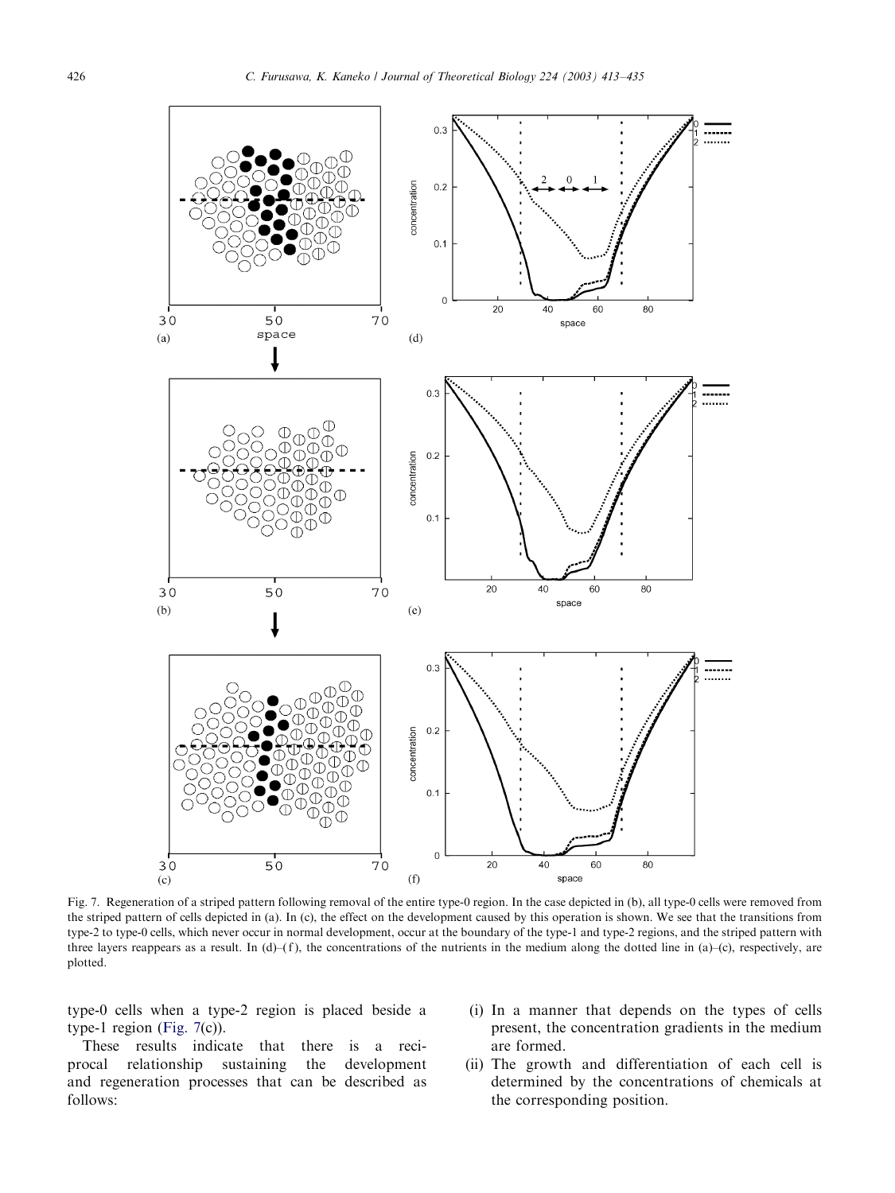Fig. 7. Regeneration of a striped pattern following removal of the entire type-0 region. In the case depicted in (b), all type-0 cells were removed from the striped pattern of cells depicted in (a). In (c), the effect on the development caused by this operation is shown. We see that the transitions from type-2 to type-0 cells, which never occur in normal development, occur at the boundary of the type-1 and type-2 regions, and the striped pattern with three layers reappears as a result. In (d)–(f), the concentrations of the nutrients in the medium along the dotted line in (a)–(c), respectively, are plotted.

type-0 cells when a type-2 region is placed beside a type-1 region (Fig. 7(c)).

These results indicate that there is a reciprocal relationship sustaining the development and regeneration processes that can be described as follows:

(i) In a manner that depends on the types of cells present, the concentration gradients in the medium are formed.
(ii) The growth and differentiation of each cell is determined by the concentrations of chemicals at the corresponding position.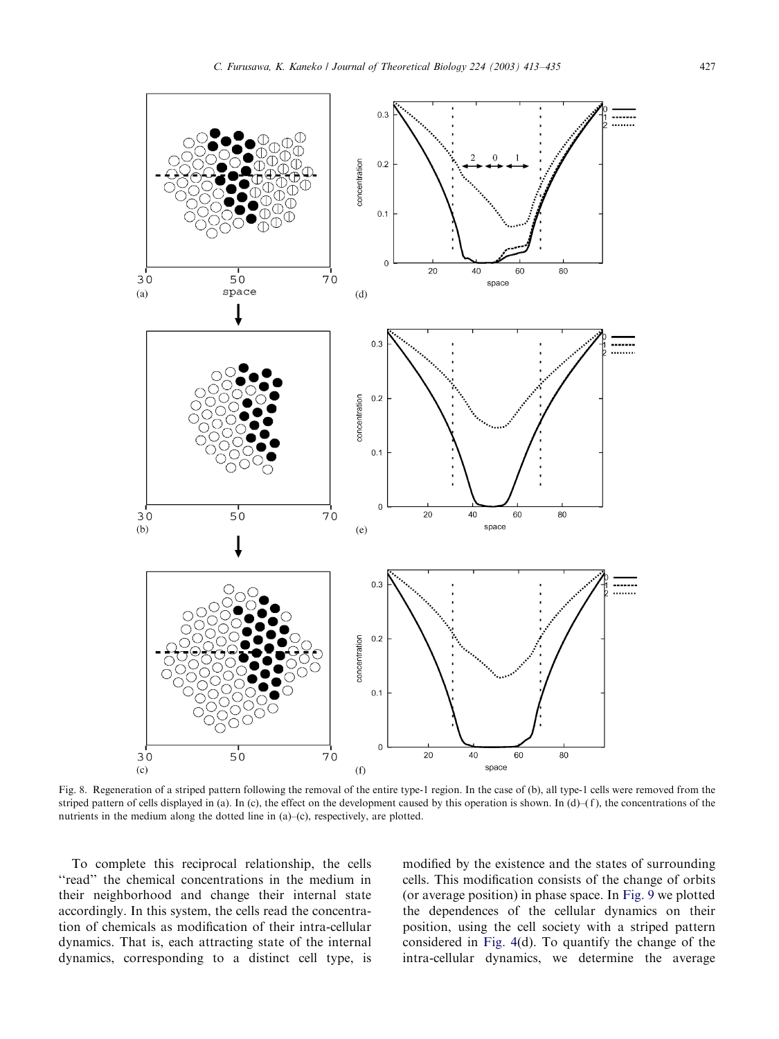Fig. 8. Regeneration of a striped pattern following the removal of the entire type-1 region. In the case of (b), all type-1 cells were removed from the striped pattern of cells displayed in (a). In (c), the effect on the development caused by this operation is shown. In (d)–(f), the concentrations of the nutrients in the medium along the dotted line in (a)–(c), respectively, are plotted.

To complete this reciprocal relationship, the cells "read" the chemical concentrations in the medium in their neighborhood and change their internal state accordingly. In this system, the cells read the concentration of chemicals as modification of their intra-cellular dynamics. That is, each attracting state of the internal dynamics, corresponding to a distinct cell type, is modified by the existence and the states of surrounding cells. This modification consists of the change of orbits (or average position) in phase space. In Fig. 9 we plotted the dependences of the cellular dynamics on their position, using the cell society with a striped pattern considered in Fig. 4(d). To quantify the change of the intra-cellular dynamics, we determine the average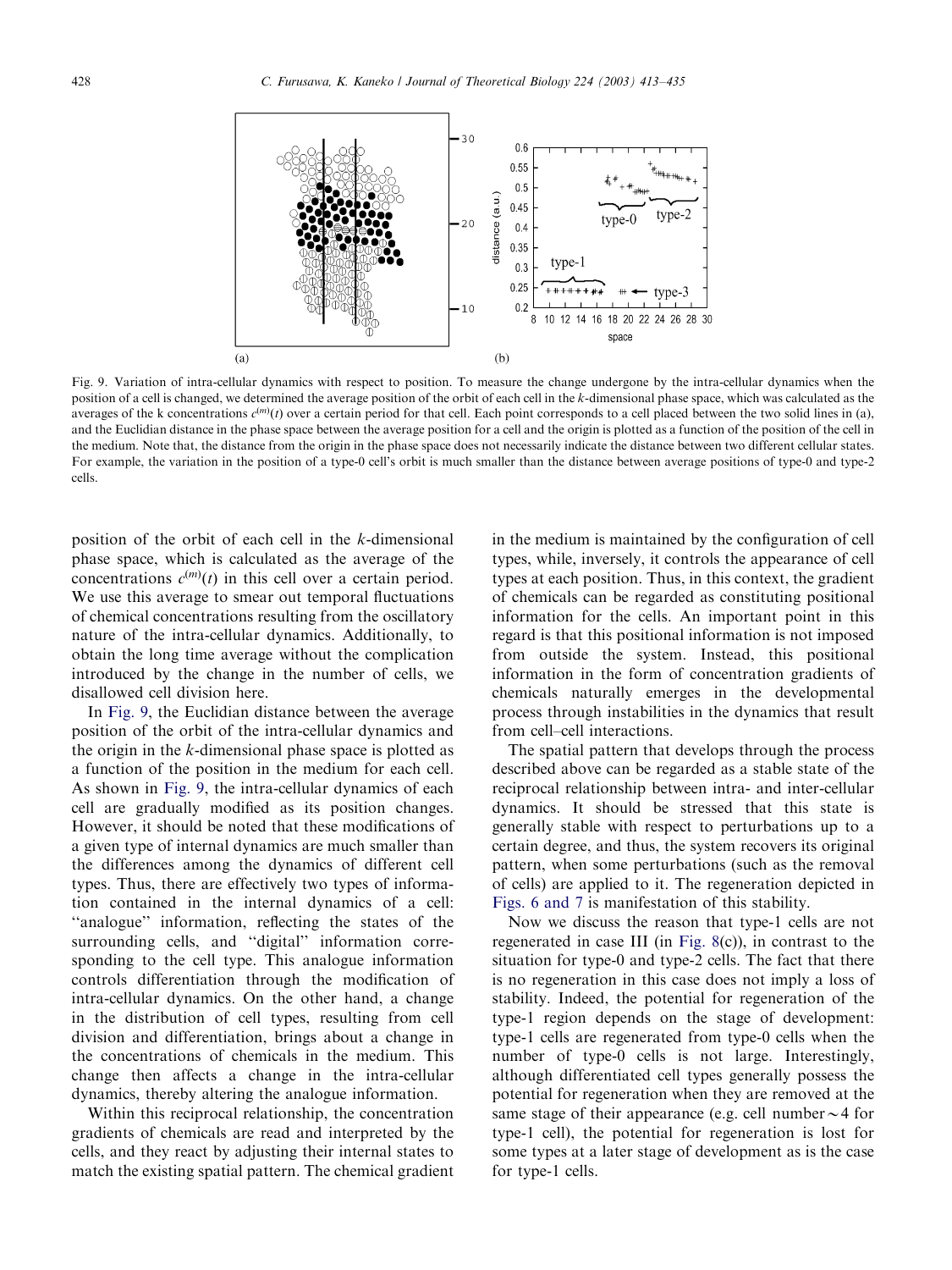30

20

10

(a)

0.6
0.55
0.5
0.45
0.4
0.35
0.3
0.25
0.2

distance (a.u.)

type-0
type-2
type-1
type-3

8 10 12 14 16 18 20 22 24 26 28 30

space

(b)

Fig. 9. Variation of intra-cellular dynamics with respect to position. To measure the change undergone by the intra-cellular dynamics when the position of a cell is changed, we determined the average position of the orbit of each cell in the $k$-dimensional phase space, which was calculated as the averages of the k concentrations $c^{(m)}(t)$ over a certain period for that cell. Each point corresponds to a cell placed between the two solid lines in (a), and the Euclidian distance in the phase space between the average position for a cell and the origin is plotted as a function of the position of the cell in the medium. Note that, the distance from the origin in the phase space does not necessarily indicate the distance between two different cellular states. For example, the variation in the position of a type-0 cell's orbit is much smaller than the distance between average positions of type-0 and type-2 cells.

position of the orbit of each cell in the $k$-dimensional phase space, which is calculated as the average of the concentrations $c^{(m)}(t)$ in this cell over a certain period. We use this average to smear out temporal fluctuations of chemical concentrations resulting from the oscillatory nature of the intra-cellular dynamics. Additionally, to obtain the long time average without the complication introduced by the change in the number of cells, we disallowed cell division here.

In Fig. 9, the Euclidian distance between the average position of the orbit of the intra-cellular dynamics and the origin in the $k$-dimensional phase space is plotted as a function of the position in the medium for each cell. As shown in Fig. 9, the intra-cellular dynamics of each cell are gradually modified as its position changes. However, it should be noted that these modifications of a given type of internal dynamics are much smaller than the differences among the dynamics of different cell types. Thus, there are effectively two types of information contained in the internal dynamics of a cell: "analogue" information, reflecting the states of the surrounding cells, and "digital" information corresponding to the cell type. This analogue information controls differentiation through the modification of intra-cellular dynamics. On the other hand, a change in the distribution of cell types, resulting from cell division and differentiation, brings about a change in the concentrations of chemicals in the medium. This change then affects a change in the intra-cellular dynamics, thereby altering the analogue information.

Within this reciprocal relationship, the concentration gradients of chemicals are read and interpreted by the cells, and they react by adjusting their internal states to match the existing spatial pattern. The chemical gradient in the medium is maintained by the configuration of cell types, while, inversely, it controls the appearance of cell types at each position. Thus, in this context, the gradient of chemicals can be regarded as constituting positional information for the cells. An important point in this regard is that this positional information is not imposed from outside the system. Instead, this positional information in the form of concentration gradients of chemicals naturally emerges in the developmental process through instabilities in the dynamics that result from cell–cell interactions.

The spatial pattern that develops through the process described above can be regarded as a stable state of the reciprocal relationship between intra- and inter-cellular dynamics. It should be stressed that this state is generally stable with respect to perturbations up to a certain degree, and thus, the system recovers its original pattern, when some perturbations (such as the removal of cells) are applied to it. The regeneration depicted in Figs. 6 and 7 is manifestation of this stability.

Now we discuss the reason that type-1 cells are not regenerated in case III (in Fig. 8(c)), in contrast to the situation for type-0 and type-2 cells. The fact that there is no regeneration in this case does not imply a loss of stability. Indeed, the potential for regeneration of the type-1 region depends on the stage of development: type-1 cells are regenerated from type-0 cells when the number of type-0 cells is not large. Interestingly, although differentiated cell types generally possess the potential for regeneration when they are removed at the same stage of their appearance (e.g. cell number $\sim 4$ for type-1 cell), the potential for regeneration is lost for some types at a later stage of development as is the case for type-1 cells.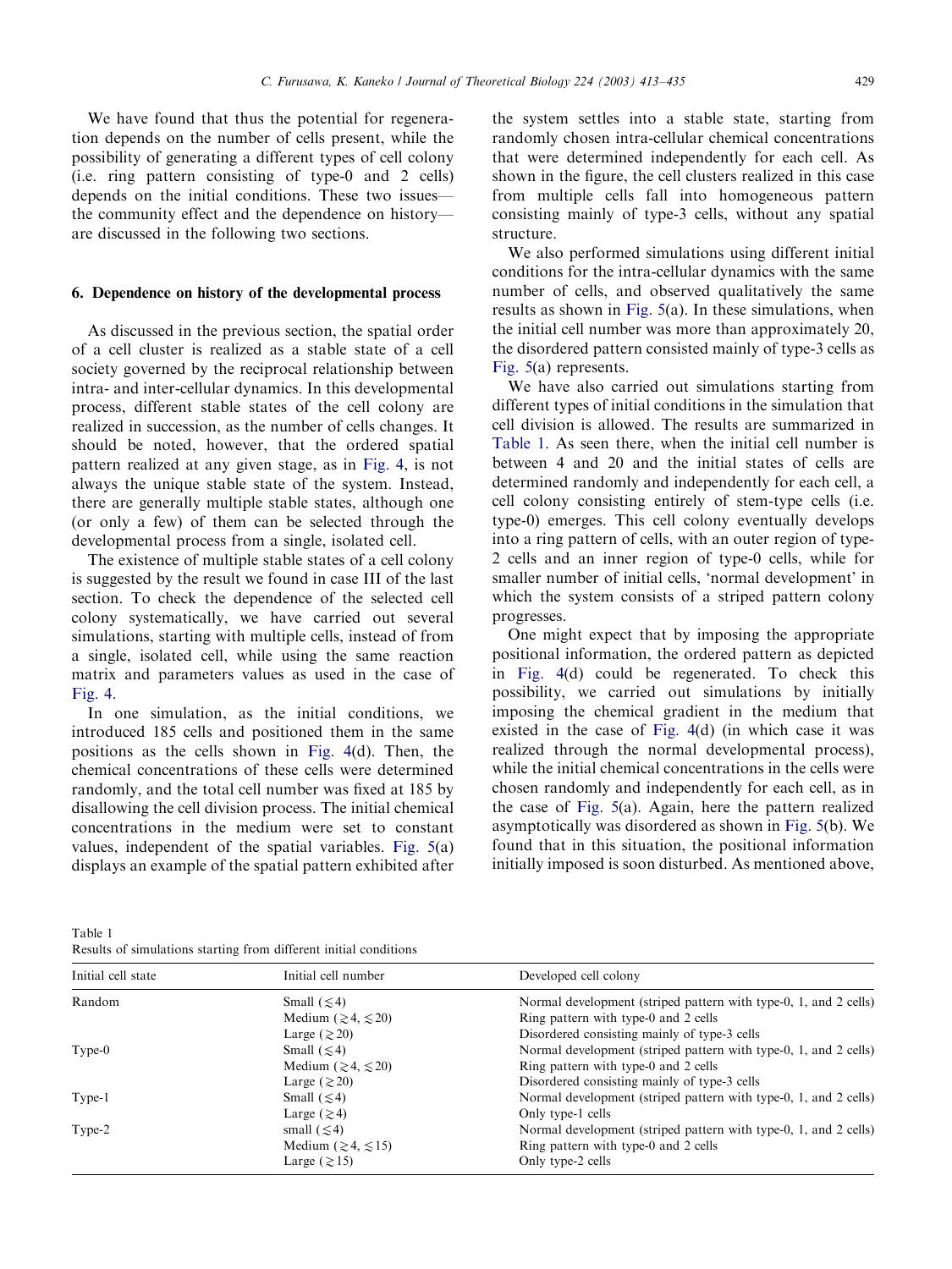We have found that thus the potential for regeneration depends on the number of cells present, while the possibility of generating a different types of cell colony (i.e. ring pattern consisting of type-0 and 2 cells) depends on the initial conditions. These two issues—the community effect and the dependence on history—are discussed in the following two sections.

## 6. Dependence on history of the developmental process

As discussed in the previous section, the spatial order of a cell cluster is realized as a stable state of a cell society governed by the reciprocal relationship between intra- and inter-cellular dynamics. In this developmental process, different stable states of the cell colony are realized in succession, as the number of cells changes. It should be noted, however, that the ordered spatial pattern realized at any given stage, as in Fig. 4, is not always the unique stable state of the system. Instead, there are generally multiple stable states, although one (or only a few) of them can be selected through the developmental process from a single, isolated cell.

The existence of multiple stable states of a cell colony is suggested by the result we found in case III of the last section. To check the dependence of the selected cell colony systematically, we have carried out several simulations, starting with multiple cells, instead of from a single, isolated cell, while using the same reaction matrix and parameters values as used in the case of Fig. 4.

In one simulation, as the initial conditions, we introduced 185 cells and positioned them in the same positions as the cells shown in Fig. 4(d). Then, the chemical concentrations of these cells were determined randomly, and the total cell number was fixed at 185 by disallowing the cell division process. The initial chemical concentrations in the medium were set to constant values, independent of the spatial variables. Fig. 5(a) displays an example of the spatial pattern exhibited after the system settles into a stable state, starting from randomly chosen intra-cellular chemical concentrations that were determined independently for each cell. As shown in the figure, the cell clusters realized in this case from multiple cells fall into homogeneous pattern consisting mainly of type-3 cells, without any spatial structure.

We also performed simulations using different initial conditions for the intra-cellular dynamics with the same number of cells, and observed qualitatively the same results as shown in Fig. 5(a). In these simulations, when the initial cell number was more than approximately 20, the disordered pattern consisted mainly of type-3 cells as Fig. 5(a) represents.

We have also carried out simulations starting from different types of initial conditions in the simulation that cell division is allowed. The results are summarized in Table 1. As seen there, when the initial cell number is between 4 and 20 and the initial states of cells are determined randomly and independently for each cell, a cell colony consisting entirely of stem-type cells (i.e. type-0) emerges. This cell colony eventually develops into a ring pattern of cells, with an outer region of type-2 cells and an inner region of type-0 cells, while for smaller number of initial cells, 'normal development' in which the system consists of a striped pattern colony progresses.

One might expect that by imposing the appropriate positional information, the ordered pattern as depicted in Fig. 4(d) could be regenerated. To check this possibility, we carried out simulations by initially imposing the chemical gradient in the medium that existed in the case of Fig. 4(d) (in which case it was realized through the normal developmental process), while the initial chemical concentrations in the cells were chosen randomly and independently for each cell, as in the case of Fig. 5(a). Again, here the pattern realized asymptotically was disordered as shown in Fig. 5(b). We found that in this situation, the positional information initially imposed is soon disturbed. As mentioned above,

Table 1
Results of simulations starting from different initial conditions

| Initial cell state | Initial cell number | Developed cell colony |
|---|---|---|
| Random | Small ($\lesssim 4$) | Normal development (striped pattern with type-0, 1, and 2 cells) |
| | Medium ($\gtrsim 4$, $\lesssim 20$) | Ring pattern with type-0 and 2 cells |
| | Large ($\gtrsim 20$) | Disordered consisting mainly of type-3 cells |
| Type-0 | Small ($\lesssim 4$) | Normal development (striped pattern with type-0, 1, and 2 cells) |
| | Medium ($\gtrsim 4$, $\lesssim 20$) | Ring pattern with type-0 and 2 cells |
| | Large ($\gtrsim 20$) | Disordered consisting mainly of type-3 cells |
| Type-1 | Small ($\lesssim 4$) | Normal development (striped pattern with type-0, 1, and 2 cells) |
| | Large ($\gtrsim 4$) | Only type-1 cells |
| Type-2 | small ($\lesssim 4$) | Normal development (striped pattern with type-0, 1, and 2 cells) |
| | Medium ($\gtrsim 4$, $\lesssim 15$) | Ring pattern with type-0 and 2 cells |
| | Large ($\gtrsim 15$) | Only type-2 cells |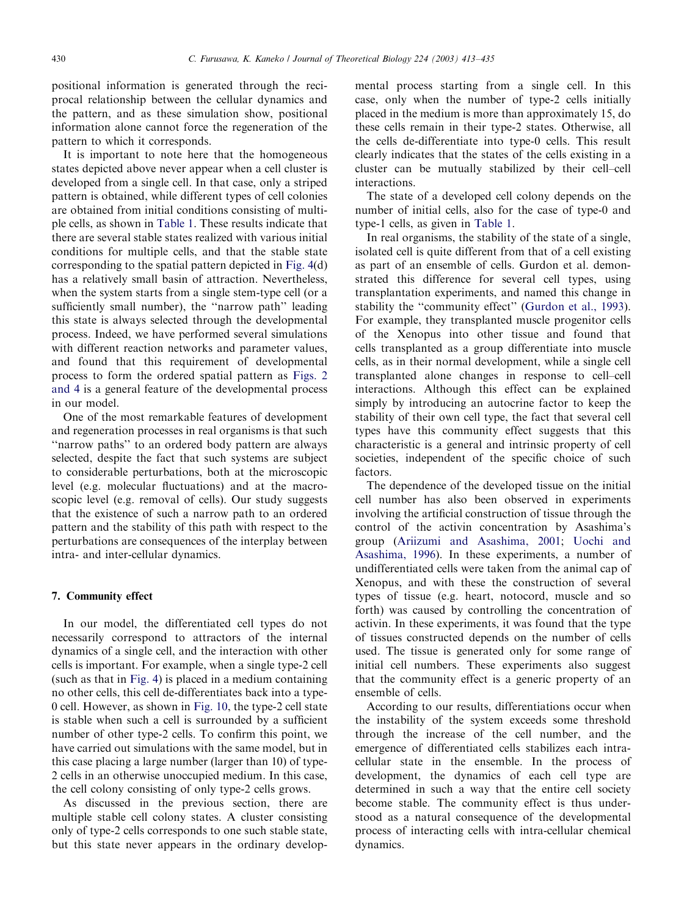positional information is generated through the reciprocal relationship between the cellular dynamics and the pattern, and as these simulation show, positional information alone cannot force the regeneration of the pattern to which it corresponds.

It is important to note here that the homogeneous states depicted above never appear when a cell cluster is developed from a single cell. In that case, only a striped pattern is obtained, while different types of cell colonies are obtained from initial conditions consisting of multiple cells, as shown in Table 1. These results indicate that there are several stable states realized with various initial conditions for multiple cells, and that the stable state corresponding to the spatial pattern depicted in Fig. 4(d) has a relatively small basin of attraction. Nevertheless, when the system starts from a single stem-type cell (or a sufficiently small number), the ''narrow path'' leading this state is always selected through the developmental process. Indeed, we have performed several simulations with different reaction networks and parameter values, and found that this requirement of developmental process to form the ordered spatial pattern as Figs. 2 and 4 is a general feature of the developmental process in our model.

One of the most remarkable features of development and regeneration processes in real organisms is that such ''narrow paths'' to an ordered body pattern are always selected, despite the fact that such systems are subject to considerable perturbations, both at the microscopic level (e.g. molecular fluctuations) and at the macroscopic level (e.g. removal of cells). Our study suggests that the existence of such a narrow path to an ordered pattern and the stability of this path with respect to the perturbations are consequences of the interplay between intra- and inter-cellular dynamics.

## 7. Community effect

In our model, the differentiated cell types do not necessarily correspond to attractors of the internal dynamics of a single cell, and the interaction with other cells is important. For example, when a single type-2 cell (such as that in Fig. 4) is placed in a medium containing no other cells, this cell de-differentiates back into a type-0 cell. However, as shown in Fig. 10, the type-2 cell state is stable when such a cell is surrounded by a sufficient number of other type-2 cells. To confirm this point, we have carried out simulations with the same model, but in this case placing a large number (larger than 10) of type-2 cells in an otherwise unoccupied medium. In this case, the cell colony consisting of only type-2 cells grows.

As discussed in the previous section, there are multiple stable cell colony states. A cluster consisting only of type-2 cells corresponds to one such stable state, but this state never appears in the ordinary developmental process starting from a single cell. In this case, only when the number of type-2 cells initially placed in the medium is more than approximately 15, do these cells remain in their type-2 states. Otherwise, all the cells de-differentiate into type-0 cells. This result clearly indicates that the states of the cells existing in a cluster can be mutually stabilized by their cell–cell interactions.

The state of a developed cell colony depends on the number of initial cells, also for the case of type-0 and type-1 cells, as given in Table 1.

In real organisms, the stability of the state of a single, isolated cell is quite different from that of a cell existing as part of an ensemble of cells. Gurdon et al. demonstrated this difference for several cell types, using transplantation experiments, and named this change in stability the ''community effect'' (Gurdon et al., 1993). For example, they transplanted muscle progenitor cells of the Xenopus into other tissue and found that cells transplanted as a group differentiate into muscle cells, as in their normal development, while a single cell transplanted alone changes in response to cell–cell interactions. Although this effect can be explained simply by introducing an autocrine factor to keep the stability of their own cell type, the fact that several cell types have this community effect suggests that this characteristic is a general and intrinsic property of cell societies, independent of the specific choice of such factors.

The dependence of the developed tissue on the initial cell number has also been observed in experiments involving the artificial construction of tissue through the control of the activin concentration by Asashima's group (Ariizumi and Asashima, 2001; Uochi and Asashima, 1996). In these experiments, a number of undifferentiated cells were taken from the animal cap of Xenopus, and with these the construction of several types of tissue (e.g. heart, notocord, muscle and so forth) was caused by controlling the concentration of activin. In these experiments, it was found that the type of tissues constructed depends on the number of cells used. The tissue is generated only for some range of initial cell numbers. These experiments also suggest that the community effect is a generic property of an ensemble of cells.

According to our results, differentiations occur when the instability of the system exceeds some threshold through the increase of the cell number, and the emergence of differentiated cells stabilizes each intracellular state in the ensemble. In the process of development, the dynamics of each cell type are determined in such a way that the entire cell society become stable. The community effect is thus understood as a natural consequence of the developmental process of interacting cells with intra-cellular chemical dynamics.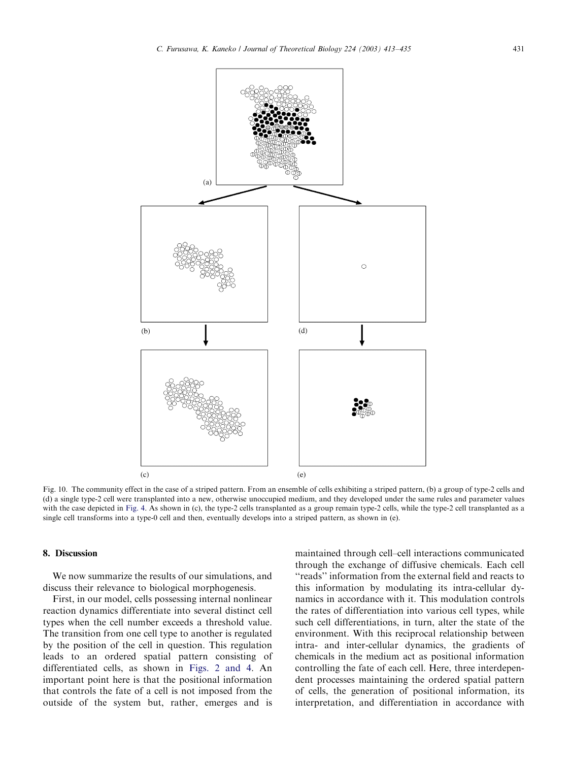Fig. 10. The community effect in the case of a striped pattern. From an ensemble of cells exhibiting a striped pattern, (b) a group of type-2 cells and (d) a single type-2 cell were transplanted into a new, otherwise unoccupied medium, and they developed under the same rules and parameter values with the case depicted in Fig. 4. As shown in (c), the type-2 cells transplanted as a group remain type-2 cells, while the type-2 cell transplanted as a single cell transforms into a type-0 cell and then, eventually develops into a striped pattern, as shown in (e).

## 8. Discussion

We now summarize the results of our simulations, and discuss their relevance to biological morphogenesis.

First, in our model, cells possessing internal nonlinear reaction dynamics differentiate into several distinct cell types when the cell number exceeds a threshold value. The transition from one cell type to another is regulated by the position of the cell in question. This regulation leads to an ordered spatial pattern consisting of differentiated cells, as shown in Figs. 2 and 4. An important point here is that the positional information that controls the fate of a cell is not imposed from the outside of the system but, rather, emerges and is maintained through cell–cell interactions communicated through the exchange of diffusive chemicals. Each cell "reads" information from the external field and reacts to this information by modulating its intra-cellular dynamics in accordance with it. This modulation controls the rates of differentiation into various cell types, while such cell differentiations, in turn, alter the state of the environment. With this reciprocal relationship between intra- and inter-cellular dynamics, the gradients of chemicals in the medium act as positional information controlling the fate of each cell. Here, three interdependent processes maintaining the ordered spatial pattern of cells, the generation of positional information, its interpretation, and differentiation in accordance with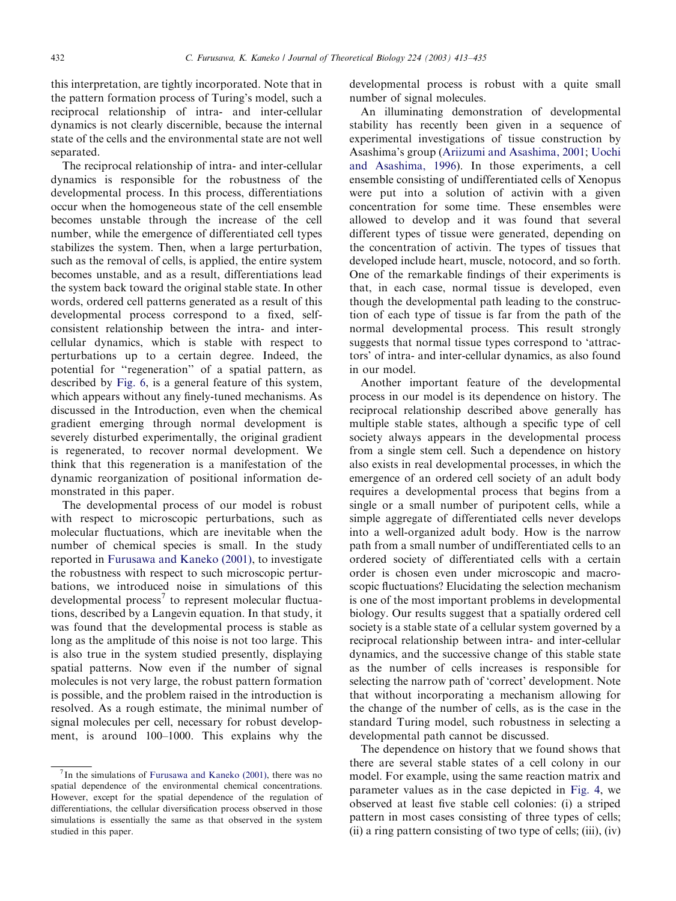this interpretation, are tightly incorporated. Note that in the pattern formation process of Turing's model, such a reciprocal relationship of intra- and inter-cellular dynamics is not clearly discernible, because the internal state of the cells and the environmental state are not well separated.

The reciprocal relationship of intra- and inter-cellular dynamics is responsible for the robustness of the developmental process. In this process, differentiations occur when the homogeneous state of the cell ensemble becomes unstable through the increase of the cell number, while the emergence of differentiated cell types stabilizes the system. Then, when a large perturbation, such as the removal of cells, is applied, the entire system becomes unstable, and as a result, differentiations lead the system back toward the original stable state. In other words, ordered cell patterns generated as a result of this developmental process correspond to a fixed, self-consistent relationship between the intra- and inter-cellular dynamics, which is stable with respect to perturbations up to a certain degree. Indeed, the potential for "regeneration" of a spatial pattern, as described by Fig. 6, is a general feature of this system, which appears without any finely-tuned mechanisms. As discussed in the Introduction, even when the chemical gradient emerging through normal development is severely disturbed experimentally, the original gradient is regenerated, to recover normal development. We think that this regeneration is a manifestation of the dynamic reorganization of positional information demonstrated in this paper.

The developmental process of our model is robust with respect to microscopic perturbations, such as molecular fluctuations, which are inevitable when the number of chemical species is small. In the study reported in Furusawa and Kaneko (2001), to investigate the robustness with respect to such microscopic perturbations, we introduced noise in simulations of this developmental process[7] to represent molecular fluctuations, described by a Langevin equation. In that study, it was found that the developmental process is stable as long as the amplitude of this noise is not too large. This is also true in the system studied presently, displaying spatial patterns. Now even if the number of signal molecules is not very large, the robust pattern formation is possible, and the problem raised in the introduction is resolved. As a rough estimate, the minimal number of signal molecules per cell, necessary for robust development, is around 100–1000. This explains why the developmental process is robust with a quite small number of signal molecules.

An illuminating demonstration of developmental stability has recently been given in a sequence of experimental investigations of tissue construction by Asashima's group (Ariizumi and Asashima, 2001; Uochi and Asashima, 1996). In those experiments, a cell ensemble consisting of undifferentiated cells of Xenopus were put into a solution of activin with a given concentration for some time. These ensembles were allowed to develop and it was found that several different types of tissue were generated, depending on the concentration of activin. The types of tissues that developed include heart, muscle, notocord, and so forth. One of the remarkable findings of their experiments is that, in each case, normal tissue is developed, even though the developmental path leading to the construction of each type of tissue is far from the path of the normal developmental process. This result strongly suggests that normal tissue types correspond to 'attractors' of intra- and inter-cellular dynamics, as also found in our model.

Another important feature of the developmental process in our model is its dependence on history. The reciprocal relationship described above generally has multiple stable states, although a specific type of cell society always appears in the developmental process from a single stem cell. Such a dependence on history also exists in real developmental processes, in which the emergence of an ordered cell society of an adult body requires a developmental process that begins from a single or a small number of puripotent cells, while a simple aggregate of differentiated cells never develops into a well-organized adult body. How is the narrow path from a small number of undifferentiated cells to an ordered society of differentiated cells with a certain order is chosen even under microscopic and macroscopic fluctuations? Elucidating the selection mechanism is one of the most important problems in developmental biology. Our results suggest that a spatially ordered cell society is a stable state of a cellular system governed by a reciprocal relationship between intra- and inter-cellular dynamics, and the successive change of this stable state as the number of cells increases is responsible for selecting the narrow path of 'correct' development. Note that without incorporating a mechanism allowing for the change of the number of cells, as is the case in the standard Turing model, such robustness in selecting a developmental path cannot be discussed.

The dependence on history that we found shows that there are several stable states of a cell colony in our model. For example, using the same reaction matrix and parameter values as in the case depicted in Fig. 4, we observed at least five stable cell colonies: (i) a striped pattern in most cases consisting of three types of cells; (ii) a ring pattern consisting of two type of cells; (iii), (iv)

[7] In the simulations of Furusawa and Kaneko (2001), there was no spatial dependence of the environmental chemical concentrations. However, except for the spatial dependence of the regulation of differentiations, the cellular diversification process observed in those simulations is essentially the same as that observed in the system studied in this paper.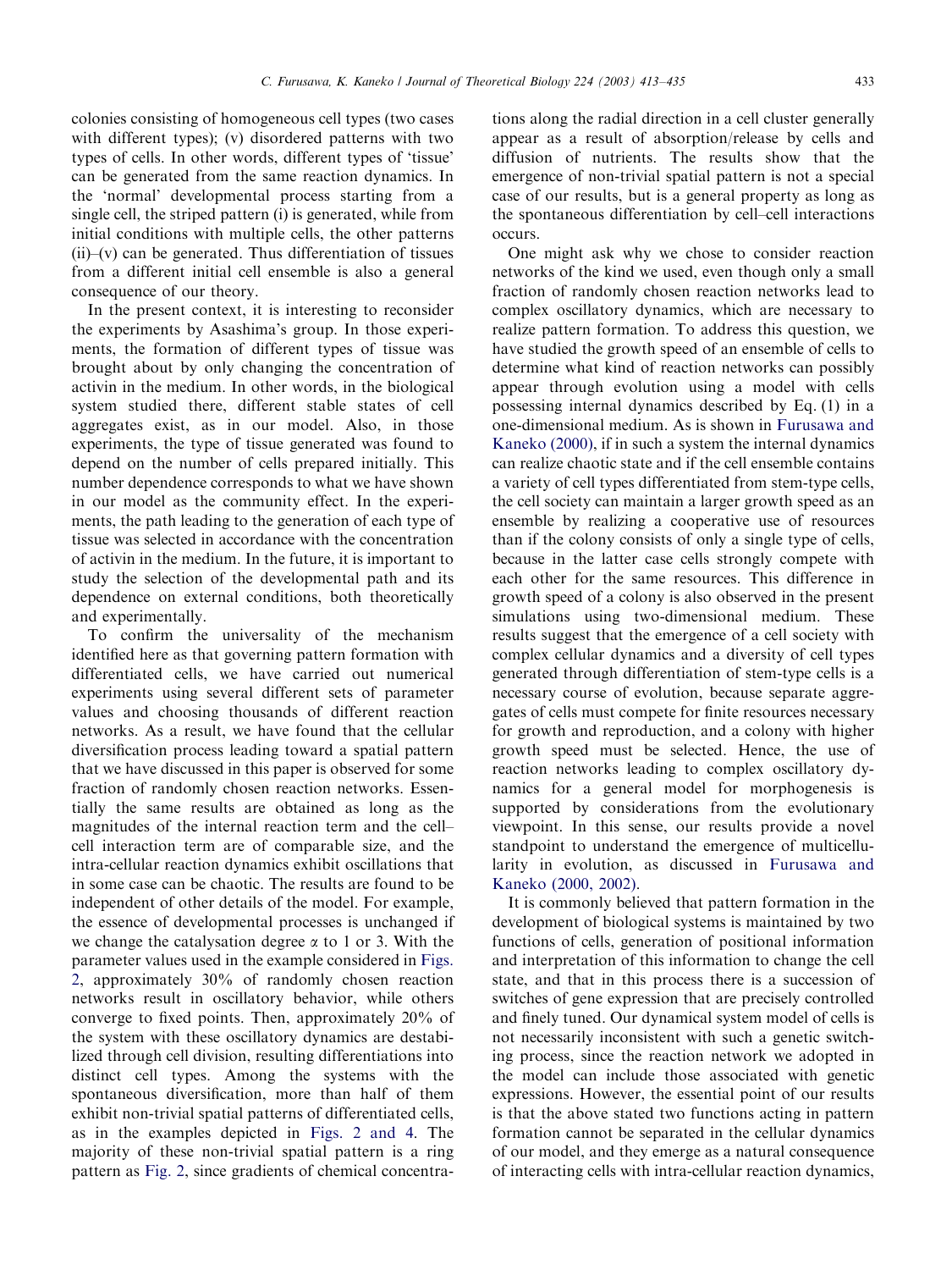colonies consisting of homogeneous cell types (two cases with different types); (v) disordered patterns with two types of cells. In other words, different types of 'tissue' can be generated from the same reaction dynamics. In the 'normal' developmental process starting from a single cell, the striped pattern (i) is generated, while from initial conditions with multiple cells, the other patterns (ii)–(v) can be generated. Thus differentiation of tissues from a different initial cell ensemble is also a general consequence of our theory.

In the present context, it is interesting to reconsider the experiments by Asashima's group. In those experiments, the formation of different types of tissue was brought about by only changing the concentration of activin in the medium. In other words, in the biological system studied there, different stable states of cell aggregates exist, as in our model. Also, in those experiments, the type of tissue generated was found to depend on the number of cells prepared initially. This number dependence corresponds to what we have shown in our model as the community effect. In the experiments, the path leading to the generation of each type of tissue was selected in accordance with the concentration of activin in the medium. In the future, it is important to study the selection of the developmental path and its dependence on external conditions, both theoretically and experimentally.

To confirm the universality of the mechanism identified here as that governing pattern formation with differentiated cells, we have carried out numerical experiments using several different sets of parameter values and choosing thousands of different reaction networks. As a result, we have found that the cellular diversification process leading toward a spatial pattern that we have discussed in this paper is observed for some fraction of randomly chosen reaction networks. Essentially the same results are obtained as long as the magnitudes of the internal reaction term and the cell–cell interaction term are of comparable size, and the intra-cellular reaction dynamics exhibit oscillations that in some case can be chaotic. The results are found to be independent of other details of the model. For example, the essence of developmental processes is unchanged if we change the catalysation degree $\alpha$ to 1 or 3. With the parameter values used in the example considered in Figs. 2, approximately 30% of randomly chosen reaction networks result in oscillatory behavior, while others converge to fixed points. Then, approximately 20% of the system with these oscillatory dynamics are destabilized through cell division, resulting differentiations into distinct cell types. Among the systems with the spontaneous diversification, more than half of them exhibit non-trivial spatial patterns of differentiated cells, as in the examples depicted in Figs. 2 and 4. The majority of these non-trivial spatial pattern is a ring pattern as Fig. 2, since gradients of chemical concentrations along the radial direction in a cell cluster generally appear as a result of absorption/release by cells and diffusion of nutrients. The results show that the emergence of non-trivial spatial pattern is not a special case of our results, but is a general property as long as the spontaneous differentiation by cell–cell interactions occurs.

One might ask why we chose to consider reaction networks of the kind we used, even though only a small fraction of randomly chosen reaction networks lead to complex oscillatory dynamics, which are necessary to realize pattern formation. To address this question, we have studied the growth speed of an ensemble of cells to determine what kind of reaction networks can possibly appear through evolution using a model with cells possessing internal dynamics described by Eq. (1) in a one-dimensional medium. As is shown in Furusawa and Kaneko (2000), if in such a system the internal dynamics can realize chaotic state and if the cell ensemble contains a variety of cell types differentiated from stem-type cells, the cell society can maintain a larger growth speed as an ensemble by realizing a cooperative use of resources than if the colony consists of only a single type of cells, because in the latter case cells strongly compete with each other for the same resources. This difference in growth speed of a colony is also observed in the present simulations using two-dimensional medium. These results suggest that the emergence of a cell society with complex cellular dynamics and a diversity of cell types generated through differentiation of stem-type cells is a necessary course of evolution, because separate aggregates of cells must compete for finite resources necessary for growth and reproduction, and a colony with higher growth speed must be selected. Hence, the use of reaction networks leading to complex oscillatory dynamics for a general model for morphogenesis is supported by considerations from the evolutionary viewpoint. In this sense, our results provide a novel standpoint to understand the emergence of multicellularity in evolution, as discussed in Furusawa and Kaneko (2000, 2002).

It is commonly believed that pattern formation in the development of biological systems is maintained by two functions of cells, generation of positional information and interpretation of this information to change the cell state, and that in this process there is a succession of switches of gene expression that are precisely controlled and finely tuned. Our dynamical system model of cells is not necessarily inconsistent with such a genetic switching process, since the reaction network we adopted in the model can include those associated with genetic expressions. However, the essential point of our results is that the above stated two functions acting in pattern formation cannot be separated in the cellular dynamics of our model, and they emerge as a natural consequence of interacting cells with intra-cellular reaction dynamics,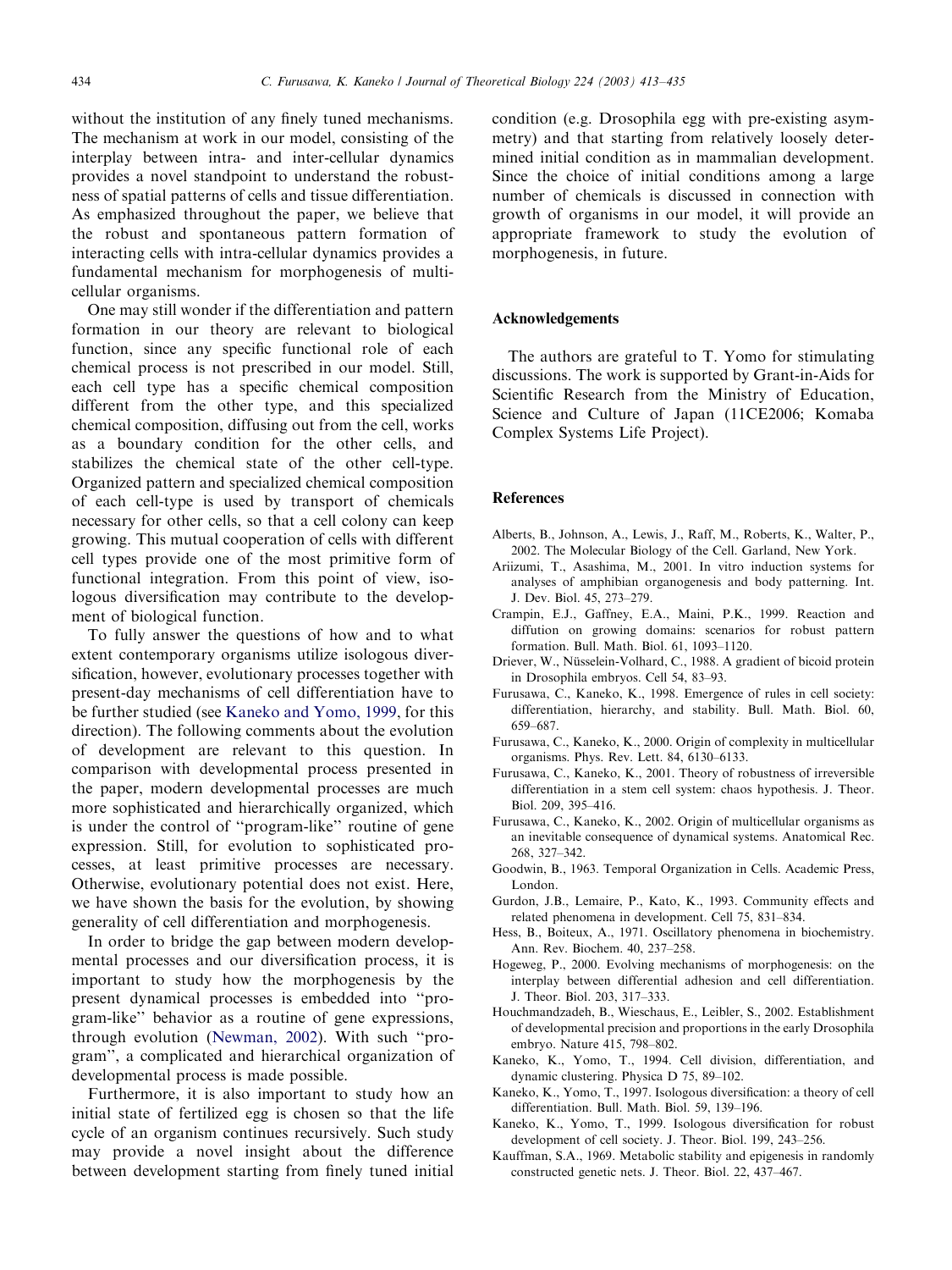without the institution of any finely tuned mechanisms. The mechanism at work in our model, consisting of the interplay between intra- and inter-cellular dynamics provides a novel standpoint to understand the robustness of spatial patterns of cells and tissue differentiation. As emphasized throughout the paper, we believe that the robust and spontaneous pattern formation of interacting cells with intra-cellular dynamics provides a fundamental mechanism for morphogenesis of multicellular organisms.

One may still wonder if the differentiation and pattern formation in our theory are relevant to biological function, since any specific functional role of each chemical process is not prescribed in our model. Still, each cell type has a specific chemical composition different from the other type, and this specialized chemical composition, diffusing out from the cell, works as a boundary condition for the other cells, and stabilizes the chemical state of the other cell-type. Organized pattern and specialized chemical composition of each cell-type is used by transport of chemicals necessary for other cells, so that a cell colony can keep growing. This mutual cooperation of cells with different cell types provide one of the most primitive form of functional integration. From this point of view, isologous diversification may contribute to the development of biological function.

To fully answer the questions of how and to what extent contemporary organisms utilize isologous diversification, however, evolutionary processes together with present-day mechanisms of cell differentiation have to be further studied (see Kaneko and Yomo, 1999, for this direction). The following comments about the evolution of development are relevant to this question. In comparison with developmental process presented in the paper, modern developmental processes are much more sophisticated and hierarchically organized, which is under the control of "program-like" routine of gene expression. Still, for evolution to sophisticated processes, at least primitive processes are necessary. Otherwise, evolutionary potential does not exist. Here, we have shown the basis for the evolution, by showing generality of cell differentiation and morphogenesis.

In order to bridge the gap between modern developmental processes and our diversification process, it is important to study how the morphogenesis by the present dynamical processes is embedded into "program-like" behavior as a routine of gene expressions, through evolution (Newman, 2002). With such "program", a complicated and hierarchical organization of developmental process is made possible.

Furthermore, it is also important to study how an initial state of fertilized egg is chosen so that the life cycle of an organism continues recursively. Such study may provide a novel insight about the difference between development starting from finely tuned initial condition (e.g. Drosophila egg with pre-existing asymmetry) and that starting from relatively loosely determined initial condition as in mammalian development. Since the choice of initial conditions among a large number of chemicals is discussed in connection with growth of organisms in our model, it will provide an appropriate framework to study the evolution of morphogenesis, in future.

## Acknowledgements

The authors are grateful to T. Yomo for stimulating discussions. The work is supported by Grant-in-Aids for Scientific Research from the Ministry of Education, Science and Culture of Japan (11CE2006; Komaba Complex Systems Life Project).

## References

Alberts, B., Johnson, A., Lewis, J., Raff, M., Roberts, K., Walter, P., 2002. The Molecular Biology of the Cell. Garland, New York.

Ariizumi, T., Asashima, M., 2001. In vitro induction systems for analyses of amphibian organogenesis and body patterning. Int. J. Dev. Biol. 45, 273–279.

Crampin, E.J., Gaffney, E.A., Maini, P.K., 1999. Reaction and diffution on growing domains: scenarios for robust pattern formation. Bull. Math. Biol. 61, 1093–1120.

Driever, W., Nüsselein-Volhard, C., 1988. A gradient of bicoid protein in Drosophila embryos. Cell 54, 83–93.

Furusawa, C., Kaneko, K., 1998. Emergence of rules in cell society: differentiation, hierarchy, and stability. Bull. Math. Biol. 60, 659–687.

Furusawa, C., Kaneko, K., 2000. Origin of complexity in multicellular organisms. Phys. Rev. Lett. 84, 6130–6133.

Furusawa, C., Kaneko, K., 2001. Theory of robustness of irreversible differentiation in a stem cell system: chaos hypothesis. J. Theor. Biol. 209, 395–416.

Furusawa, C., Kaneko, K., 2002. Origin of multicellular organisms as an inevitable consequence of dynamical systems. Anatomical Rec. 268, 327–342.

Goodwin, B., 1963. Temporal Organization in Cells. Academic Press, London.

Gurdon, J.B., Lemaire, P., Kato, K., 1993. Community effects and related phenomena in development. Cell 75, 831–834.

Hess, B., Boiteux, A., 1971. Oscillatory phenomena in biochemistry. Ann. Rev. Biochem. 40, 237–258.

Hogeweg, P., 2000. Evolving mechanisms of morphogenesis: on the interplay between differential adhesion and cell differentiation. J. Theor. Biol. 203, 317–333.

Houchmandzadeh, B., Wieschaus, E., Leibler, S., 2002. Establishment of developmental precision and proportions in the early Drosophila embryo. Nature 415, 798–802.

Kaneko, K., Yomo, T., 1994. Cell division, differentiation, and dynamic clustering. Physica D 75, 89–102.

Kaneko, K., Yomo, T., 1997. Isologous diversification: a theory of cell differentiation. Bull. Math. Biol. 59, 139–196.

Kaneko, K., Yomo, T., 1999. Isologous diversification for robust development of cell society. J. Theor. Biol. 199, 243–256.

Kauffman, S.A., 1969. Metabolic stability and epigenesis in randomly constructed genetic nets. J. Theor. Biol. 22, 437–467.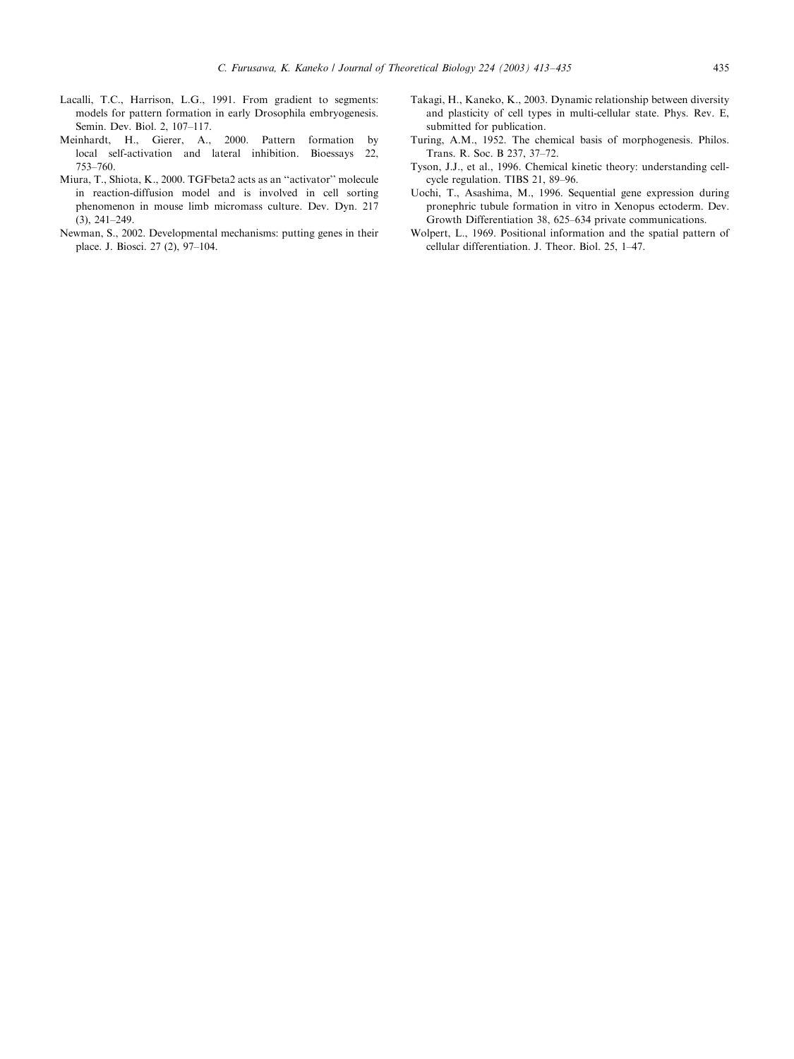Lacalli, T.C., Harrison, L.G., 1991. From gradient to segments: models for pattern formation in early Drosophila embryogenesis. Semin. Dev. Biol. 2, 107–117.

Meinhardt, H., Gierer, A., 2000. Pattern formation by local self-activation and lateral inhibition. Bioessays 22, 753–760.

Miura, T., Shiota, K., 2000. TGFbeta2 acts as an "activator" molecule in reaction-diffusion model and is involved in cell sorting phenomenon in mouse limb micromass culture. Dev. Dyn. 217 (3), 241–249.

Newman, S., 2002. Developmental mechanisms: putting genes in their place. J. Biosci. 27 (2), 97–104.

Takagi, H., Kaneko, K., 2003. Dynamic relationship between diversity and plasticity of cell types in multi-cellular state. Phys. Rev. E, submitted for publication.

Turing, A.M., 1952. The chemical basis of morphogenesis. Philos. Trans. R. Soc. B 237, 37–72.

Tyson, J.J., et al., 1996. Chemical kinetic theory: understanding cell-cycle regulation. TIBS 21, 89–96.

Uochi, T., Asashima, M., 1996. Sequential gene expression during pronephric tubule formation in vitro in Xenopus ectoderm. Dev. Growth Differentiation 38, 625–634 private communications.

Wolpert, L., 1969. Positional information and the spatial pattern of cellular differentiation. J. Theor. Biol. 25, 1–47.